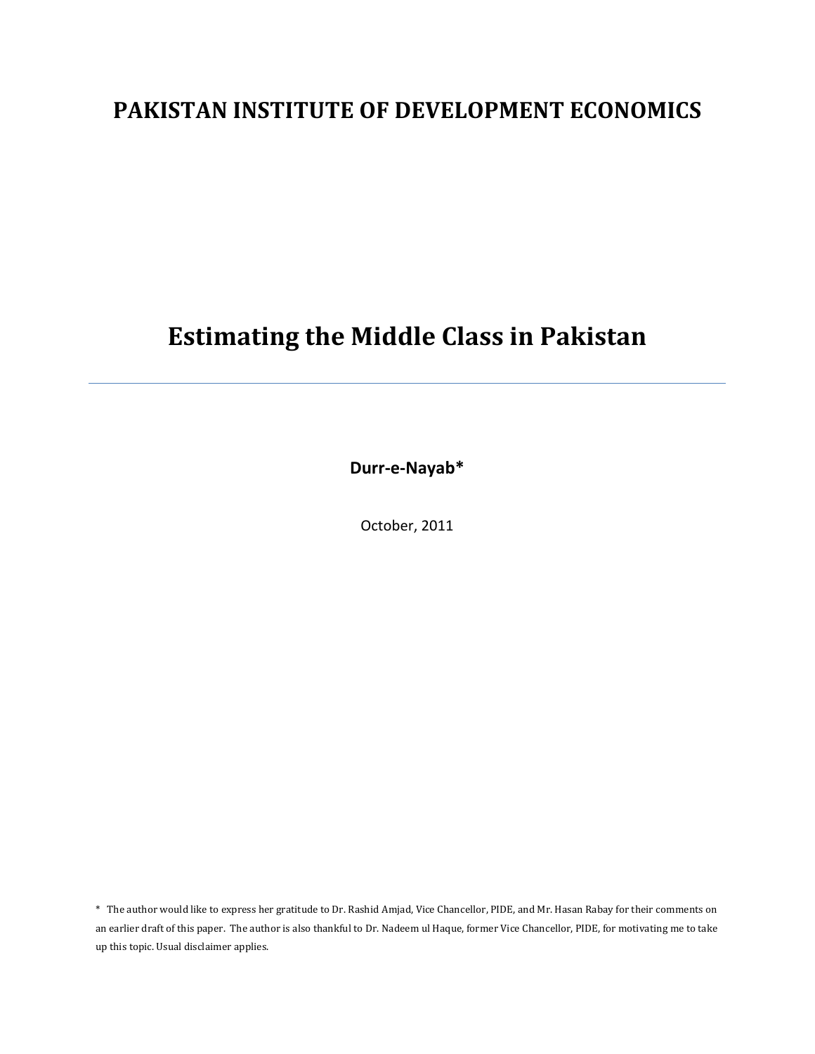# PAKISTAN INSTITUTE OF DEVELOPMENT ECONOMICS

# Estimating the Middle Class in Pakistan

---

**Durr-e-Nayab***

October, 2011

\* The author would like to express her gratitude to Dr. Rashid Amjad, Vice Chancellor, PIDE, and Mr. Hasan Rabay for their comments on an earlier draft of this paper. The author is also thankful to Dr. Nadeem ul Haque, former Vice Chancellor, PIDE, for motivating me to take up this topic. Usual disclaimer applies.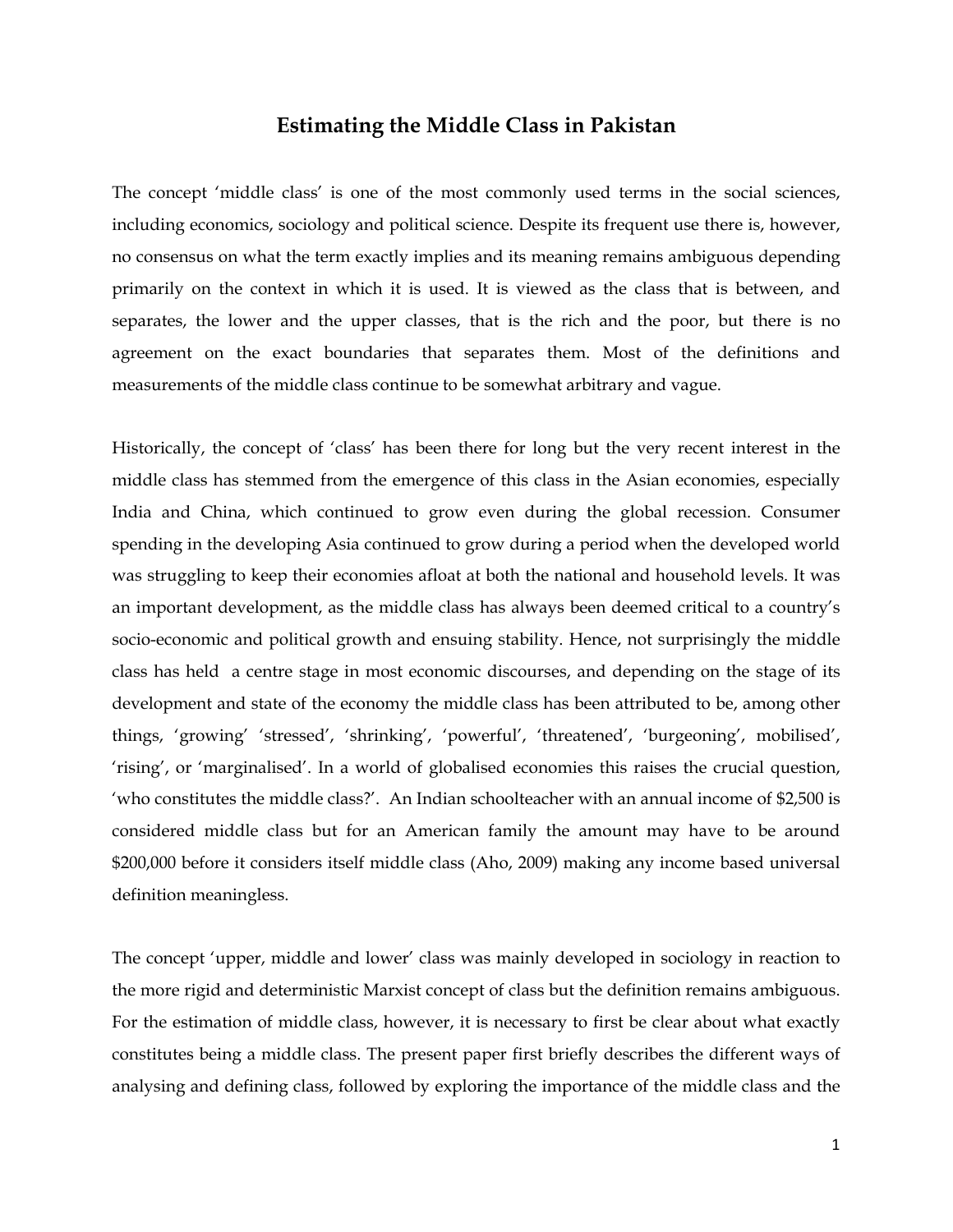# Estimating the Middle Class in Pakistan

The concept 'middle class' is one of the most commonly used terms in the social sciences, including economics, sociology and political science. Despite its frequent use there is, however, no consensus on what the term exactly implies and its meaning remains ambiguous depending primarily on the context in which it is used. It is viewed as the class that is between, and separates, the lower and the upper classes, that is the rich and the poor, but there is no agreement on the exact boundaries that separates them. Most of the definitions and measurements of the middle class continue to be somewhat arbitrary and vague.

Historically, the concept of 'class' has been there for long but the very recent interest in the middle class has stemmed from the emergence of this class in the Asian economies, especially India and China, which continued to grow even during the global recession. Consumer spending in the developing Asia continued to grow during a period when the developed world was struggling to keep their economies afloat at both the national and household levels. It was an important development, as the middle class has always been deemed critical to a country's socio-economic and political growth and ensuing stability. Hence, not surprisingly the middle class has held a centre stage in most economic discourses, and depending on the stage of its development and state of the economy the middle class has been attributed to be, among other things, 'growing' 'stressed', 'shrinking', 'powerful', 'threatened', 'burgeoning', mobilised', 'rising', or 'marginalised'. In a world of globalised economies this raises the crucial question, 'who constitutes the middle class?'. An Indian schoolteacher with an annual income of $2,500 is considered middle class but for an American family the amount may have to be around $200,000 before it considers itself middle class (Aho, 2009) making any income based universal definition meaningless.

The concept 'upper, middle and lower' class was mainly developed in sociology in reaction to the more rigid and deterministic Marxist concept of class but the definition remains ambiguous. For the estimation of middle class, however, it is necessary to first be clear about what exactly constitutes being a middle class. The present paper first briefly describes the different ways of analysing and defining class, followed by exploring the importance of the middle class and the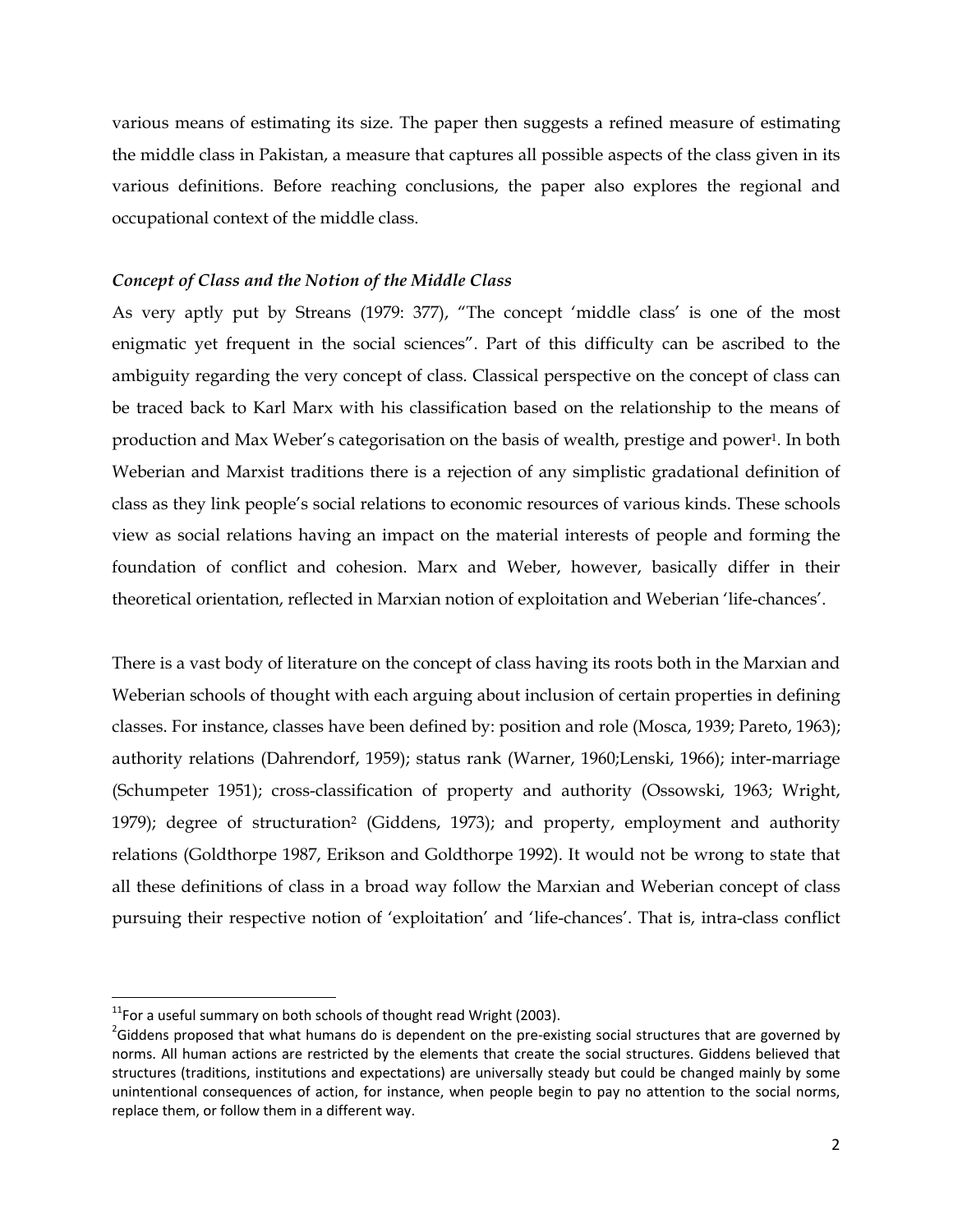various means of estimating its size. The paper then suggests a refined measure of estimating the middle class in Pakistan, a measure that captures all possible aspects of the class given in its various definitions. Before reaching conclusions, the paper also explores the regional and occupational context of the middle class.

### *Concept of Class and the Notion of the Middle Class*

As very aptly put by Streans (1979: 377), "The concept 'middle class' is one of the most enigmatic yet frequent in the social sciences". Part of this difficulty can be ascribed to the ambiguity regarding the very concept of class. Classical perspective on the concept of class can be traced back to Karl Marx with his classification based on the relationship to the means of production and Max Weber's categorisation on the basis of wealth, prestige and power[1]. In both Weberian and Marxist traditions there is a rejection of any simplistic gradational definition of class as they link people's social relations to economic resources of various kinds. These schools view as social relations having an impact on the material interests of people and forming the foundation of conflict and cohesion. Marx and Weber, however, basically differ in their theoretical orientation, reflected in Marxian notion of exploitation and Weberian 'life-chances'.

There is a vast body of literature on the concept of class having its roots both in the Marxian and Weberian schools of thought with each arguing about inclusion of certain properties in defining classes. For instance, classes have been defined by: position and role (Mosca, 1939; Pareto, 1963); authority relations (Dahrendorf, 1959); status rank (Warner, 1960;Lenski, 1966); inter-marriage (Schumpeter 1951); cross-classification of property and authority (Ossowski, 1963; Wright, 1979); degree of structuration[2] (Giddens, 1973); and property, employment and authority relations (Goldthorpe 1987, Erikson and Goldthorpe 1992). It would not be wrong to state that all these definitions of class in a broad way follow the Marxian and Weberian concept of class pursuing their respective notion of 'exploitation' and 'life-chances'. That is, intra-class conflict

---

[11]For a useful summary on both schools of thought read Wright (2003).

[2]Giddens proposed that what humans do is dependent on the pre-existing social structures that are governed by norms. All human actions are restricted by the elements that create the social structures. Giddens believed that structures (traditions, institutions and expectations) are universally steady but could be changed mainly by some unintentional consequences of action, for instance, when people begin to pay no attention to the social norms, replace them, or follow them in a different way.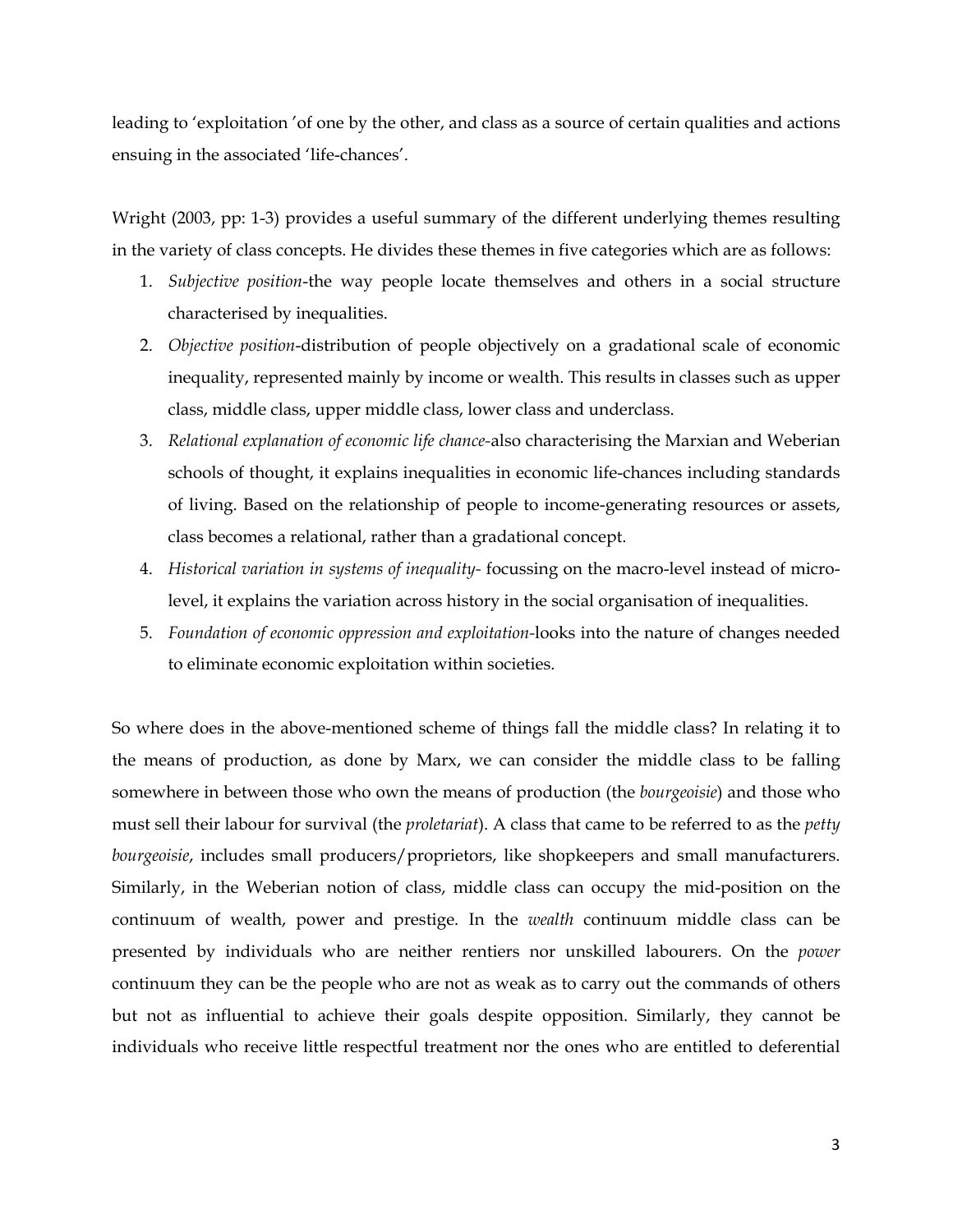leading to 'exploitation 'of one by the other, and class as a source of certain qualities and actions ensuing in the associated 'life-chances'.

Wright (2003, pp: 1-3) provides a useful summary of the different underlying themes resulting in the variety of class concepts. He divides these themes in five categories which are as follows:

1. *Subjective position*-the way people locate themselves and others in a social structure characterised by inequalities.
2. *Objective position*-distribution of people objectively on a gradational scale of economic inequality, represented mainly by income or wealth. This results in classes such as upper class, middle class, upper middle class, lower class and underclass.
3. *Relational explanation of economic life chance*-also characterising the Marxian and Weberian schools of thought, it explains inequalities in economic life-chances including standards of living. Based on the relationship of people to income-generating resources or assets, class becomes a relational, rather than a gradational concept.
4. *Historical variation in systems of inequality*- focussing on the macro-level instead of micro-level, it explains the variation across history in the social organisation of inequalities.
5. *Foundation of economic oppression and exploitation*-looks into the nature of changes needed to eliminate economic exploitation within societies.

So where does in the above-mentioned scheme of things fall the middle class? In relating it to the means of production, as done by Marx, we can consider the middle class to be falling somewhere in between those who own the means of production (the *bourgeoisie*) and those who must sell their labour for survival (the *proletariat*). A class that came to be referred to as the *petty bourgeoisie*, includes small producers/proprietors, like shopkeepers and small manufacturers. Similarly, in the Weberian notion of class, middle class can occupy the mid-position on the continuum of wealth, power and prestige. In the *wealth* continuum middle class can be presented by individuals who are neither rentiers nor unskilled labourers. On the *power* continuum they can be the people who are not as weak as to carry out the commands of others but not as influential to achieve their goals despite opposition. Similarly, they cannot be individuals who receive little respectful treatment nor the ones who are entitled to deferential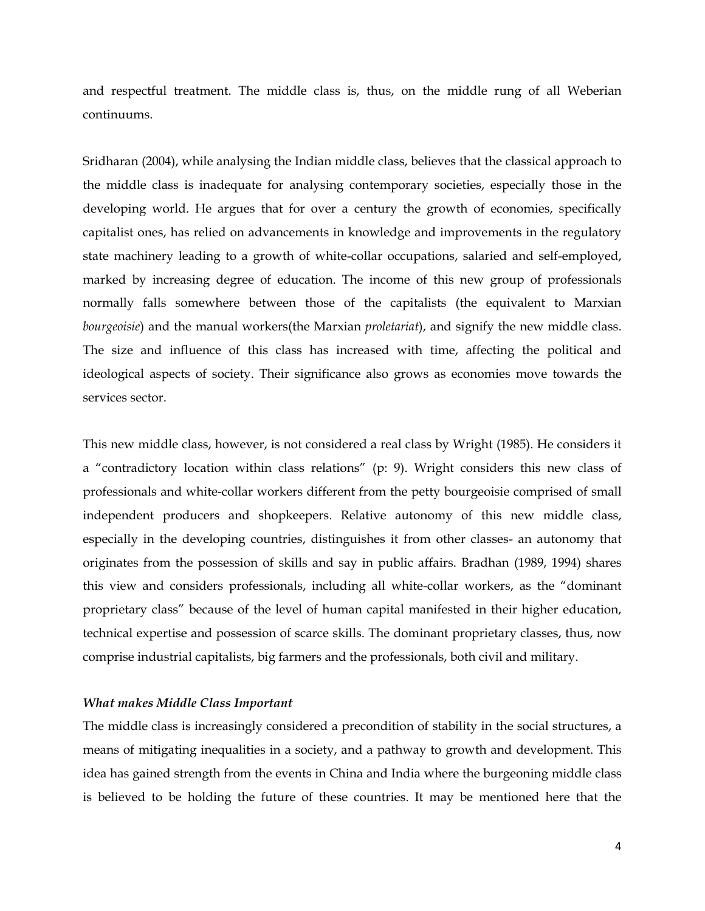and respectful treatment. The middle class is, thus, on the middle rung of all Weberian continuums.

Sridharan (2004), while analysing the Indian middle class, believes that the classical approach to the middle class is inadequate for analysing contemporary societies, especially those in the developing world. He argues that for over a century the growth of economies, specifically capitalist ones, has relied on advancements in knowledge and improvements in the regulatory state machinery leading to a growth of white-collar occupations, salaried and self-employed, marked by increasing degree of education. The income of this new group of professionals normally falls somewhere between those of the capitalists (the equivalent to Marxian *bourgeoisie*) and the manual workers(the Marxian *proletariat*), and signify the new middle class. The size and influence of this class has increased with time, affecting the political and ideological aspects of society. Their significance also grows as economies move towards the services sector.

This new middle class, however, is not considered a real class by Wright (1985). He considers it a "contradictory location within class relations" (p: 9). Wright considers this new class of professionals and white-collar workers different from the petty bourgeoisie comprised of small independent producers and shopkeepers. Relative autonomy of this new middle class, especially in the developing countries, distinguishes it from other classes- an autonomy that originates from the possession of skills and say in public affairs. Bradhan (1989, 1994) shares this view and considers professionals, including all white-collar workers, as the "dominant proprietary class" because of the level of human capital manifested in their higher education, technical expertise and possession of scarce skills. The dominant proprietary classes, thus, now comprise industrial capitalists, big farmers and the professionals, both civil and military.

***What makes Middle Class Important***

The middle class is increasingly considered a precondition of stability in the social structures, a means of mitigating inequalities in a society, and a pathway to growth and development. This idea has gained strength from the events in China and India where the burgeoning middle class is believed to be holding the future of these countries. It may be mentioned here that the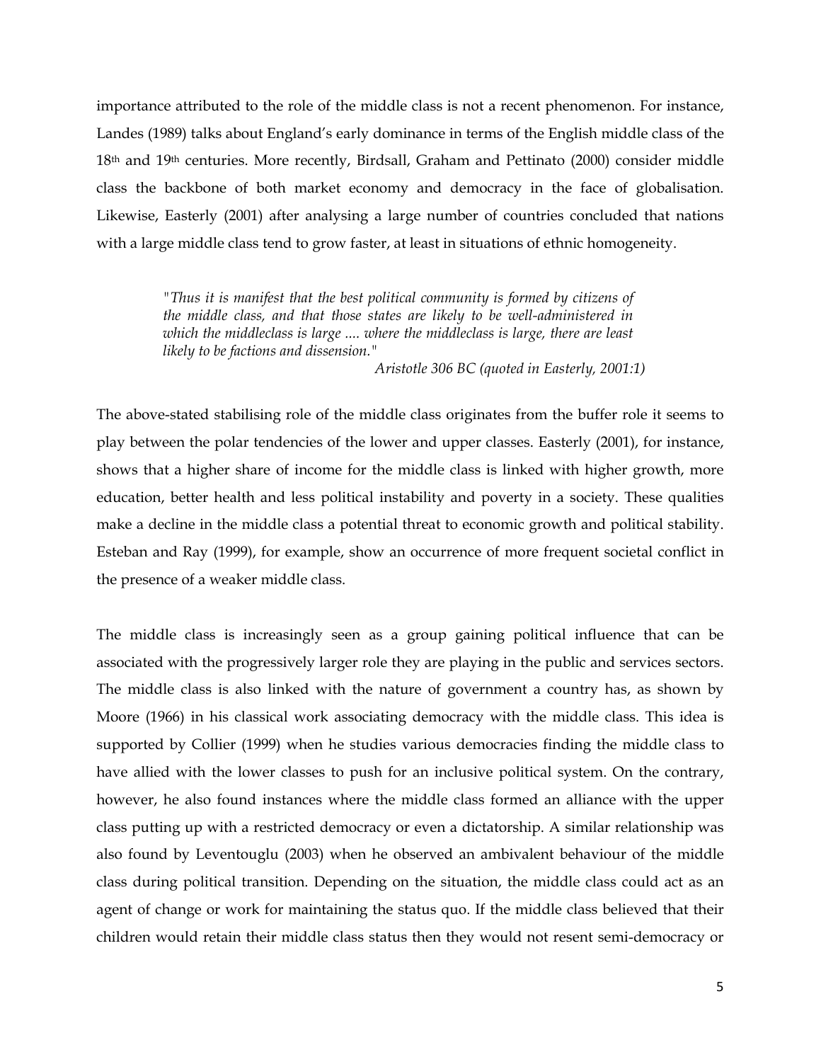importance attributed to the role of the middle class is not a recent phenomenon. For instance, Landes (1989) talks about England's early dominance in terms of the English middle class of the 18th and 19th centuries. More recently, Birdsall, Graham and Pettinato (2000) consider middle class the backbone of both market economy and democracy in the face of globalisation. Likewise, Easterly (2001) after analysing a large number of countries concluded that nations with a large middle class tend to grow faster, at least in situations of ethnic homogeneity.

> *"Thus it is manifest that the best political community is formed by citizens of the middle class, and that those states are likely to be well-administered in which the middleclass is large .... where the middleclass is large, there are least likely to be factions and dissension."*
>
> *Aristotle 306 BC (quoted in Easterly, 2001:1)*

The above-stated stabilising role of the middle class originates from the buffer role it seems to play between the polar tendencies of the lower and upper classes. Easterly (2001), for instance, shows that a higher share of income for the middle class is linked with higher growth, more education, better health and less political instability and poverty in a society. These qualities make a decline in the middle class a potential threat to economic growth and political stability. Esteban and Ray (1999), for example, show an occurrence of more frequent societal conflict in the presence of a weaker middle class.

The middle class is increasingly seen as a group gaining political influence that can be associated with the progressively larger role they are playing in the public and services sectors. The middle class is also linked with the nature of government a country has, as shown by Moore (1966) in his classical work associating democracy with the middle class. This idea is supported by Collier (1999) when he studies various democracies finding the middle class to have allied with the lower classes to push for an inclusive political system. On the contrary, however, he also found instances where the middle class formed an alliance with the upper class putting up with a restricted democracy or even a dictatorship. A similar relationship was also found by Leventouglu (2003) when he observed an ambivalent behaviour of the middle class during political transition. Depending on the situation, the middle class could act as an agent of change or work for maintaining the status quo. If the middle class believed that their children would retain their middle class status then they would not resent semi-democracy or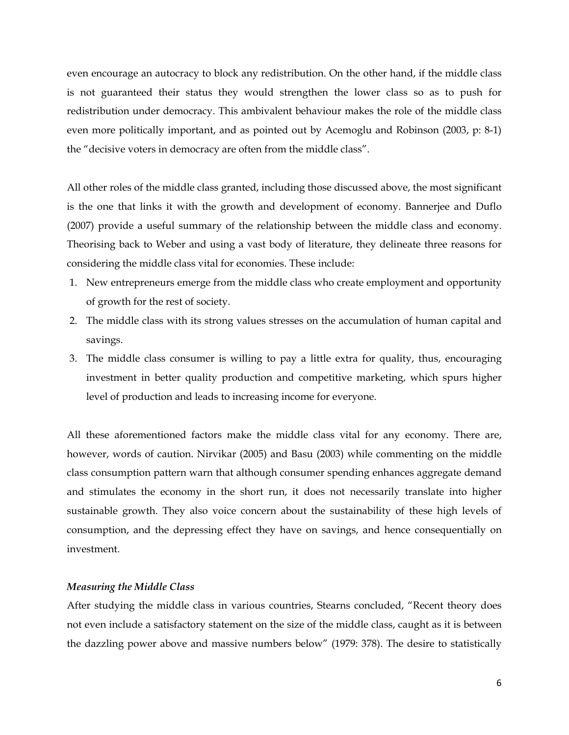even encourage an autocracy to block any redistribution. On the other hand, if the middle class is not guaranteed their status they would strengthen the lower class so as to push for redistribution under democracy. This ambivalent behaviour makes the role of the middle class even more politically important, and as pointed out by Acemoglu and Robinson (2003, p: 8-1) the "decisive voters in democracy are often from the middle class".

All other roles of the middle class granted, including those discussed above, the most significant is the one that links it with the growth and development of economy. Bannerjee and Duflo (2007) provide a useful summary of the relationship between the middle class and economy. Theorising back to Weber and using a vast body of literature, they delineate three reasons for considering the middle class vital for economies. These include:

1. New entrepreneurs emerge from the middle class who create employment and opportunity of growth for the rest of society.
2. The middle class with its strong values stresses on the accumulation of human capital and savings.
3. The middle class consumer is willing to pay a little extra for quality, thus, encouraging investment in better quality production and competitive marketing, which spurs higher level of production and leads to increasing income for everyone.

All these aforementioned factors make the middle class vital for any economy. There are, however, words of caution. Nirvikar (2005) and Basu (2003) while commenting on the middle class consumption pattern warn that although consumer spending enhances aggregate demand and stimulates the economy in the short run, it does not necessarily translate into higher sustainable growth. They also voice concern about the sustainability of these high levels of consumption, and the depressing effect they have on savings, and hence consequentially on investment.

***Measuring the Middle Class***

After studying the middle class in various countries, Stearns concluded, "Recent theory does not even include a satisfactory statement on the size of the middle class, caught as it is between the dazzling power above and massive numbers below" (1979: 378). The desire to statistically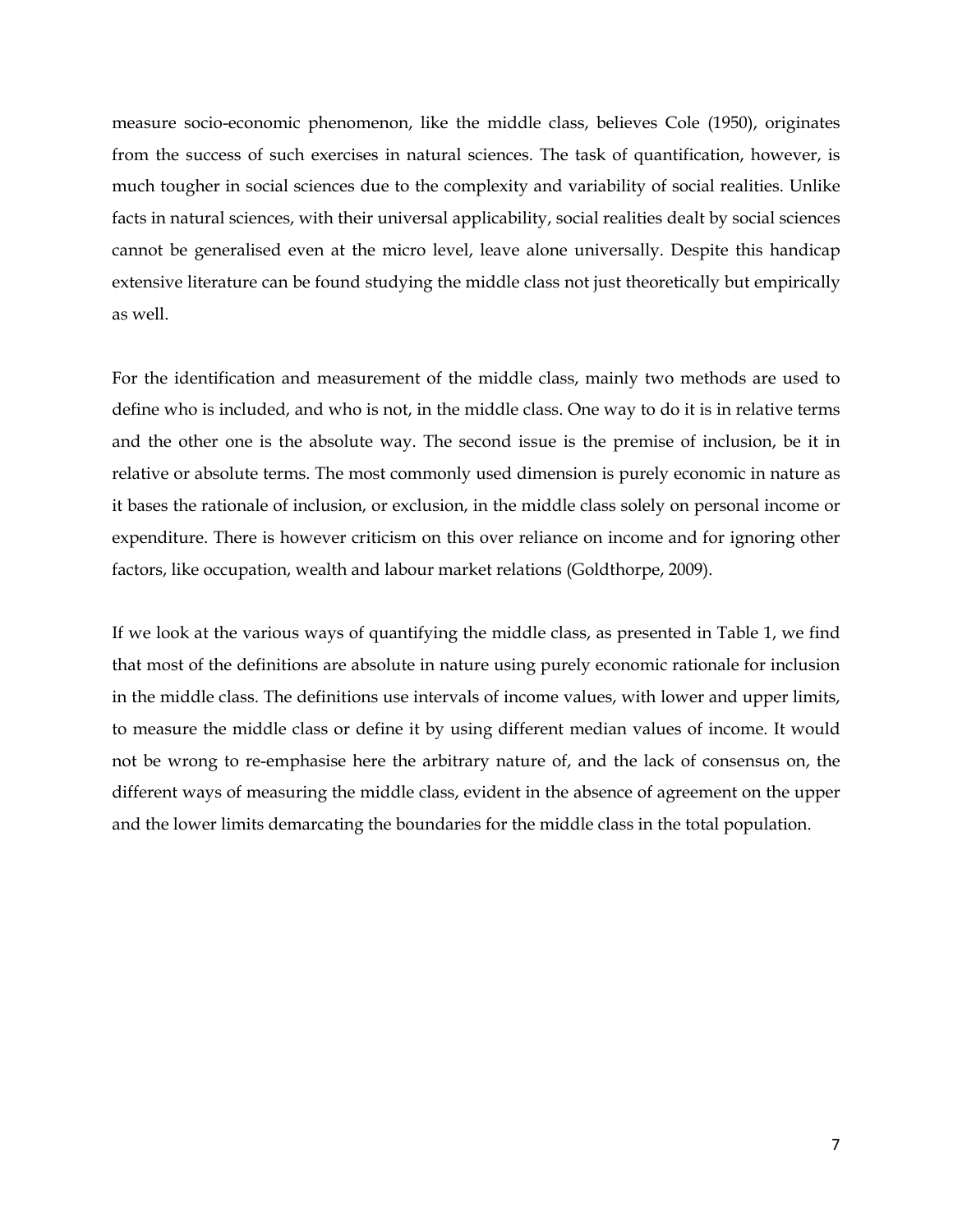measure socio-economic phenomenon, like the middle class, believes Cole (1950), originates from the success of such exercises in natural sciences. The task of quantification, however, is much tougher in social sciences due to the complexity and variability of social realities. Unlike facts in natural sciences, with their universal applicability, social realities dealt by social sciences cannot be generalised even at the micro level, leave alone universally. Despite this handicap extensive literature can be found studying the middle class not just theoretically but empirically as well.

For the identification and measurement of the middle class, mainly two methods are used to define who is included, and who is not, in the middle class. One way to do it is in relative terms and the other one is the absolute way. The second issue is the premise of inclusion, be it in relative or absolute terms. The most commonly used dimension is purely economic in nature as it bases the rationale of inclusion, or exclusion, in the middle class solely on personal income or expenditure. There is however criticism on this over reliance on income and for ignoring other factors, like occupation, wealth and labour market relations (Goldthorpe, 2009).

If we look at the various ways of quantifying the middle class, as presented in Table 1, we find that most of the definitions are absolute in nature using purely economic rationale for inclusion in the middle class. The definitions use intervals of income values, with lower and upper limits, to measure the middle class or define it by using different median values of income. It would not be wrong to re-emphasise here the arbitrary nature of, and the lack of consensus on, the different ways of measuring the middle class, evident in the absence of agreement on the upper and the lower limits demarcating the boundaries for the middle class in the total population.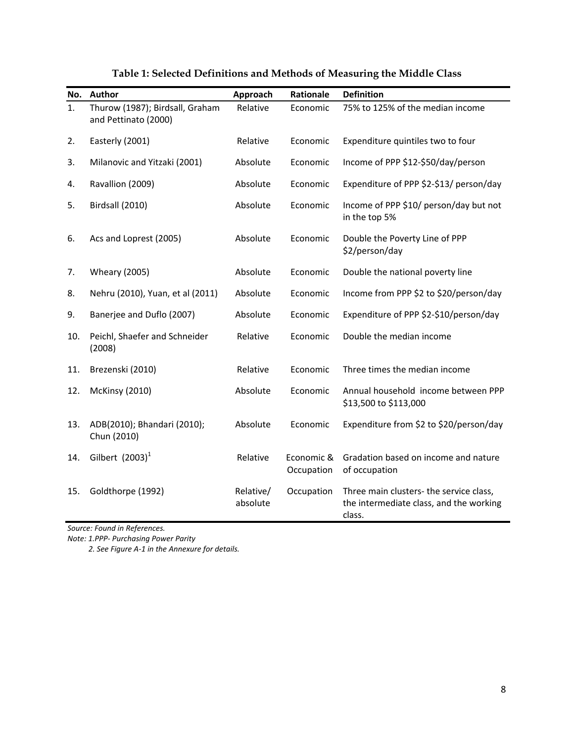**Table 1: Selected Definitions and Methods of Measuring the Middle Class**

| No. | Author | Approach | Rationale | Definition |
|---|---|---|---|---|
| 1. | Thurow (1987); Birdsall, Graham and Pettinato (2000) | Relative | Economic | 75% to 125% of the median income |
| 2. | Easterly (2001) | Relative | Economic | Expenditure quintiles two to four |
| 3. | Milanovic and Yitzaki (2001) | Absolute | Economic | Income of PPP $12-$50/day/person |
| 4. | Ravallion (2009) | Absolute | Economic | Expenditure of PPP $2-$13/ person/day |
| 5. | Birdsall (2010) | Absolute | Economic | Income of PPP $10/ person/day but not in the top 5% |
| 6. | Acs and Loprest (2005) | Absolute | Economic | Double the Poverty Line of PPP $2/person/day |
| 7. | Wheary (2005) | Absolute | Economic | Double the national poverty line |
| 8. | Nehru (2010), Yuan, et al (2011) | Absolute | Economic | Income from PPP $2 to $20/person/day |
| 9. | Banerjee and Duflo (2007) | Absolute | Economic | Expenditure of PPP $2-$10/person/day |
| 10. | Peichl, Shaefer and Schneider (2008) | Relative | Economic | Double the median income |
| 11. | Brezenski (2010) | Relative | Economic | Three times the median income |
| 12. | McKinsy (2010) | Absolute | Economic | Annual household income between PPP $13,500 to $113,000 |
| 13. | ADB(2010); Bhandari (2010); Chun (2010) | Absolute | Economic | Expenditure from $2 to $20/person/day |
| 14. | Gilbert (2003)[1] | Relative | Economic & Occupation | Gradation based on income and nature of occupation |
| 15. | Goldthorpe (1992) | Relative/ absolute | Occupation | Three main clusters- the service class, the intermediate class, and the working class. |

*Source: Found in References.*

*Note: 1.PPP- Purchasing Power Parity*

*2. See Figure A-1 in the Annexure for details.*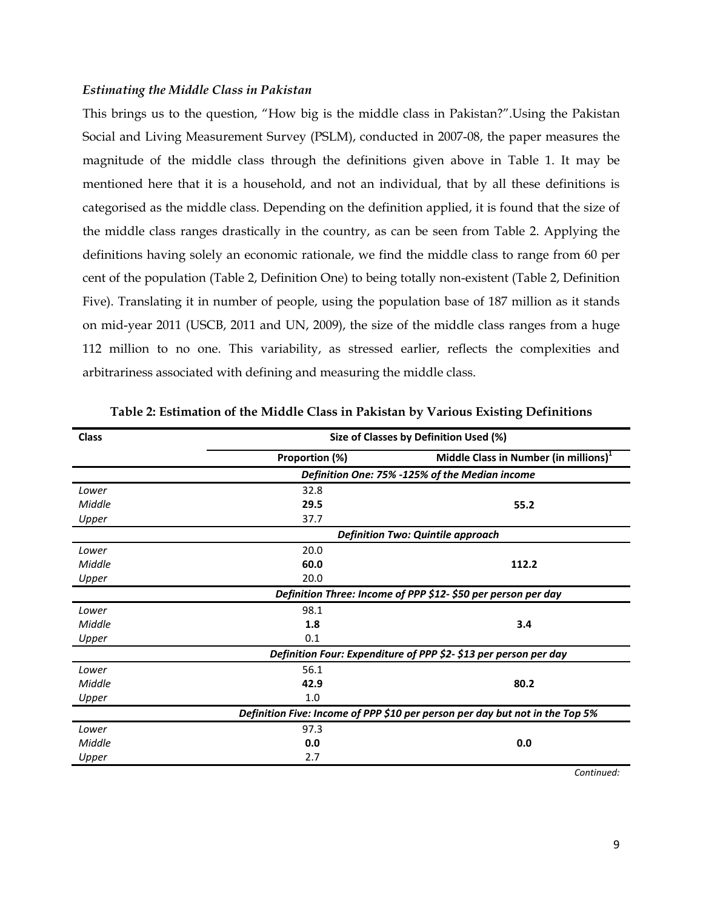*Estimating the Middle Class in Pakistan*

This brings us to the question, "How big is the middle class in Pakistan?".Using the Pakistan Social and Living Measurement Survey (PSLM), conducted in 2007-08, the paper measures the magnitude of the middle class through the definitions given above in Table 1. It may be mentioned here that it is a household, and not an individual, that by all these definitions is categorised as the middle class. Depending on the definition applied, it is found that the size of the middle class ranges drastically in the country, as can be seen from Table 2. Applying the definitions having solely an economic rationale, we find the middle class to range from 60 per cent of the population (Table 2, Definition One) to being totally non-existent (Table 2, Definition Five). Translating it in number of people, using the population base of 187 million as it stands on mid-year 2011 (USCB, 2011 and UN, 2009), the size of the middle class ranges from a huge 112 million to no one. This variability, as stressed earlier, reflects the complexities and arbitrariness associated with defining and measuring the middle class.

**Table 2: Estimation of the Middle Class in Pakistan by Various Existing Definitions**

| Class | Size of Classes by Definition Used (%) | |
|---|---|---|
| | Proportion (%) | Middle Class in Number (in millions)[1] |
| | ***Definition One: 75% -125% of the Median income*** | |
| *Lower* | 32.8 | |
| *Middle* | **29.5** | **55.2** |
| *Upper* | 37.7 | |
| | ***Definition Two: Quintile approach*** | |
| *Lower* | 20.0 | |
| *Middle* | **60.0** | **112.2** |
| *Upper* | 20.0 | |
| | ***Definition Three: Income of PPP $12- $50 per person per day*** | |
| *Lower* | 98.1 | |
| *Middle* | **1.8** | **3.4** |
| *Upper* | 0.1 | |
| | ***Definition Four: Expenditure of PPP $2- $13 per person per day*** | |
| *Lower* | 56.1 | |
| *Middle* | **42.9** | **80.2** |
| *Upper* | 1.0 | |
| | ***Definition Five: Income of PPP $10 per person per day but not in the Top 5%*** | |
| *Lower* | 97.3 | |
| *Middle* | **0.0** | **0.0** |
| *Upper* | 2.7 | |

*Continued:*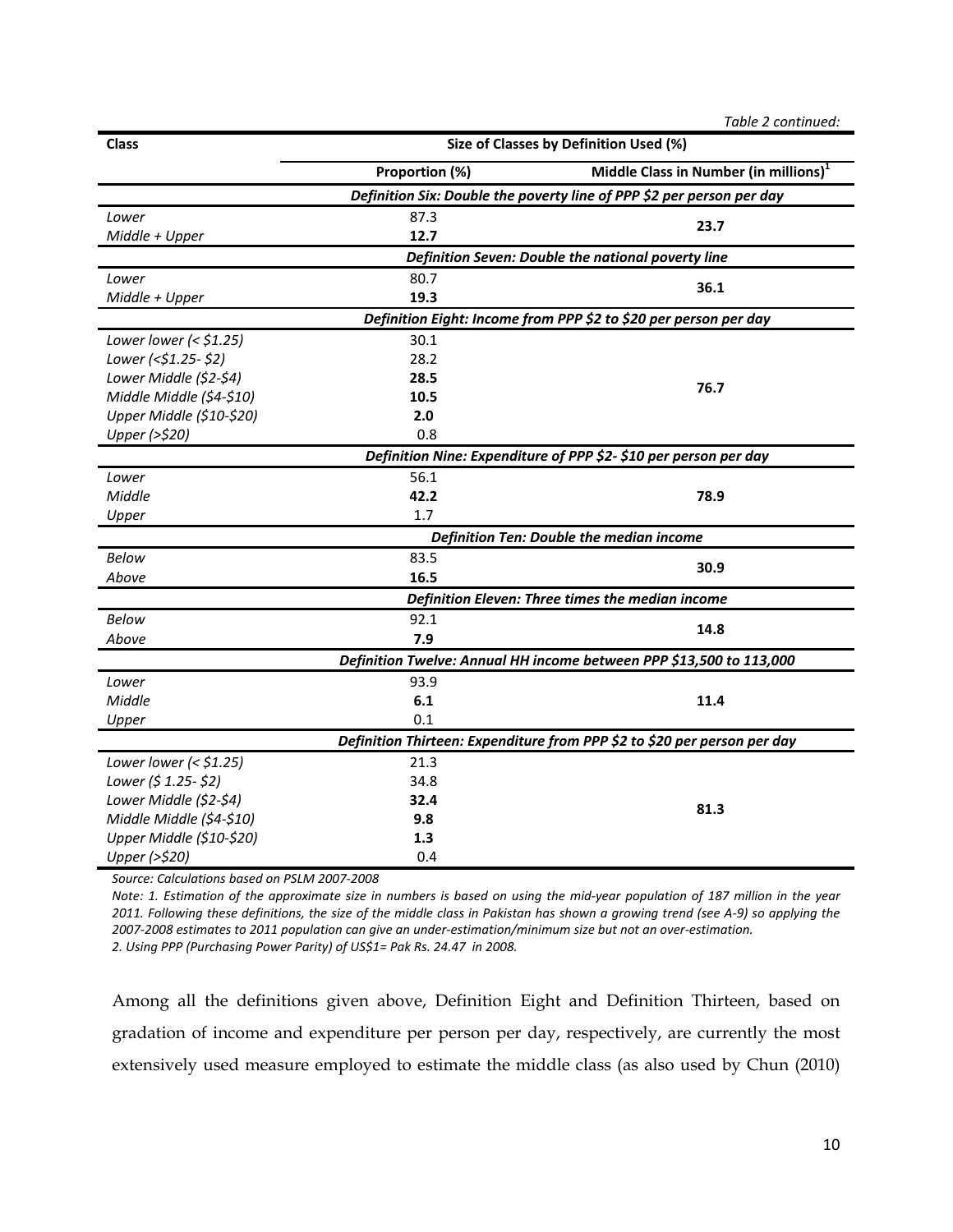*Table 2 continued:*

| **Class** | **Size of Classes by Definition Used (%)** | |
|---|---|---|
| | **Proportion (%)** | **Middle Class in Number (in millions)**[1] |
| | ***Definition Six: Double the poverty line of PPP $2 per person per day*** | |
| *Lower* | 87.3 | **23.7** |
| *Middle + Upper* | **12.7** | |
| | ***Definition Seven: Double the national poverty line*** | |
| *Lower* | 80.7 | **36.1** |
| *Middle + Upper* | **19.3** | |
| | ***Definition Eight: Income from PPP $2 to $20 per person per day*** | |
| *Lower lower (< $1.25)* | 30.1 | **76.7** |
| *Lower (<$1.25- $2)* | 28.2 | |
| *Lower Middle ($2-$4)* | **28.5** | |
| *Middle Middle ($4-$10)* | **10.5** | |
| *Upper Middle ($10-$20)* | **2.0** | |
| *Upper (>$20)* | 0.8 | |
| | ***Definition Nine: Expenditure of PPP $2- $10 per person per day*** | |
| *Lower* | 56.1 | **78.9** |
| *Middle* | **42.2** | |
| *Upper* | 1.7 | |
| | ***Definition Ten: Double the median income*** | |
| *Below* | 83.5 | **30.9** |
| *Above* | **16.5** | |
| | ***Definition Eleven: Three times the median income*** | |
| *Below* | 92.1 | **14.8** |
| *Above* | **7.9** | |
| | ***Definition Twelve: Annual HH income between PPP $13,500 to 113,000*** | |
| *Lower* | 93.9 | **11.4** |
| *Middle* | **6.1** | |
| *Upper* | 0.1 | |
| | ***Definition Thirteen: Expenditure from PPP $2 to $20 per person per day*** | |
| *Lower lower (< $1.25)* | 21.3 | **81.3** |
| *Lower ($ 1.25- $2)* | 34.8 | |
| *Lower Middle ($2-$4)* | **32.4** | |
| *Middle Middle ($4-$10)* | **9.8** | |
| *Upper Middle ($10-$20)* | **1.3** | |
| *Upper (>$20)* | 0.4 | |

*Source: Calculations based on PSLM 2007-2008*

*Note: 1. Estimation of the approximate size in numbers is based on using the mid-year population of 187 million in the year 2011. Following these definitions, the size of the middle class in Pakistan has shown a growing trend (see A-9) so applying the 2007-2008 estimates to 2011 population can give an under-estimation/minimum size but not an over-estimation.*

*2. Using PPP (Purchasing Power Parity) of US$1= Pak Rs. 24.47 in 2008.*

Among all the definitions given above, Definition Eight and Definition Thirteen, based on gradation of income and expenditure per person per day, respectively, are currently the most extensively used measure employed to estimate the middle class (as also used by Chun (2010)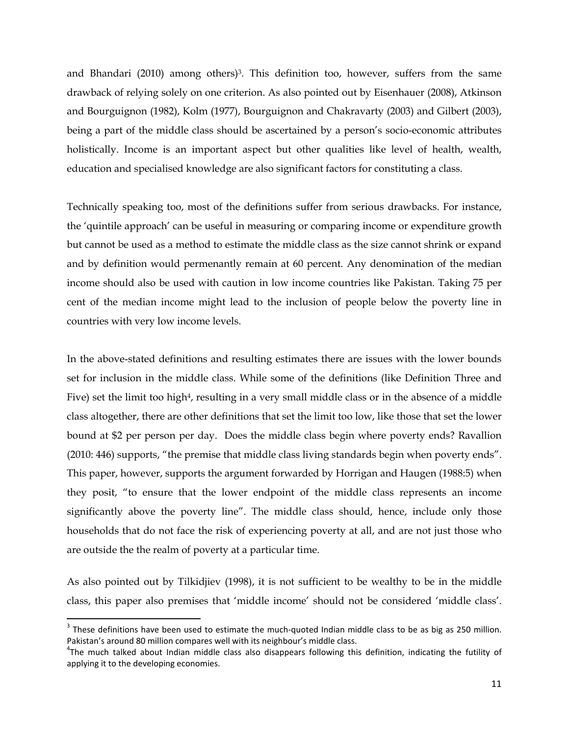and Bhandari (2010) among others)[3]. This definition too, however, suffers from the same drawback of relying solely on one criterion. As also pointed out by Eisenhauer (2008), Atkinson and Bourguignon (1982), Kolm (1977), Bourguignon and Chakravarty (2003) and Gilbert (2003), being a part of the middle class should be ascertained by a person's socio-economic attributes holistically. Income is an important aspect but other qualities like level of health, wealth, education and specialised knowledge are also significant factors for constituting a class.

Technically speaking too, most of the definitions suffer from serious drawbacks. For instance, the 'quintile approach' can be useful in measuring or comparing income or expenditure growth but cannot be used as a method to estimate the middle class as the size cannot shrink or expand and by definition would permenantly remain at 60 percent. Any denomination of the median income should also be used with caution in low income countries like Pakistan. Taking 75 per cent of the median income might lead to the inclusion of people below the poverty line in countries with very low income levels.

In the above-stated definitions and resulting estimates there are issues with the lower bounds set for inclusion in the middle class. While some of the definitions (like Definition Three and Five) set the limit too high[4], resulting in a very small middle class or in the absence of a middle class altogether, there are other definitions that set the limit too low, like those that set the lower bound at $2 per person per day. Does the middle class begin where poverty ends? Ravallion (2010: 446) supports, "the premise that middle class living standards begin when poverty ends". This paper, however, supports the argument forwarded by Horrigan and Haugen (1988:5) when they posit, "to ensure that the lower endpoint of the middle class represents an income significantly above the poverty line". The middle class should, hence, include only those households that do not face the risk of experiencing poverty at all, and are not just those who are outside the the realm of poverty at a particular time.

As also pointed out by Tilkidjiev (1998), it is not sufficient to be wealthy to be in the middle class, this paper also premises that 'middle income' should not be considered 'middle class'.

---

[3] These definitions have been used to estimate the much-quoted Indian middle class to be as big as 250 million. Pakistan's around 80 million compares well with its neighbour's middle class.

[4] The much talked about Indian middle class also disappears following this definition, indicating the futility of applying it to the developing economies.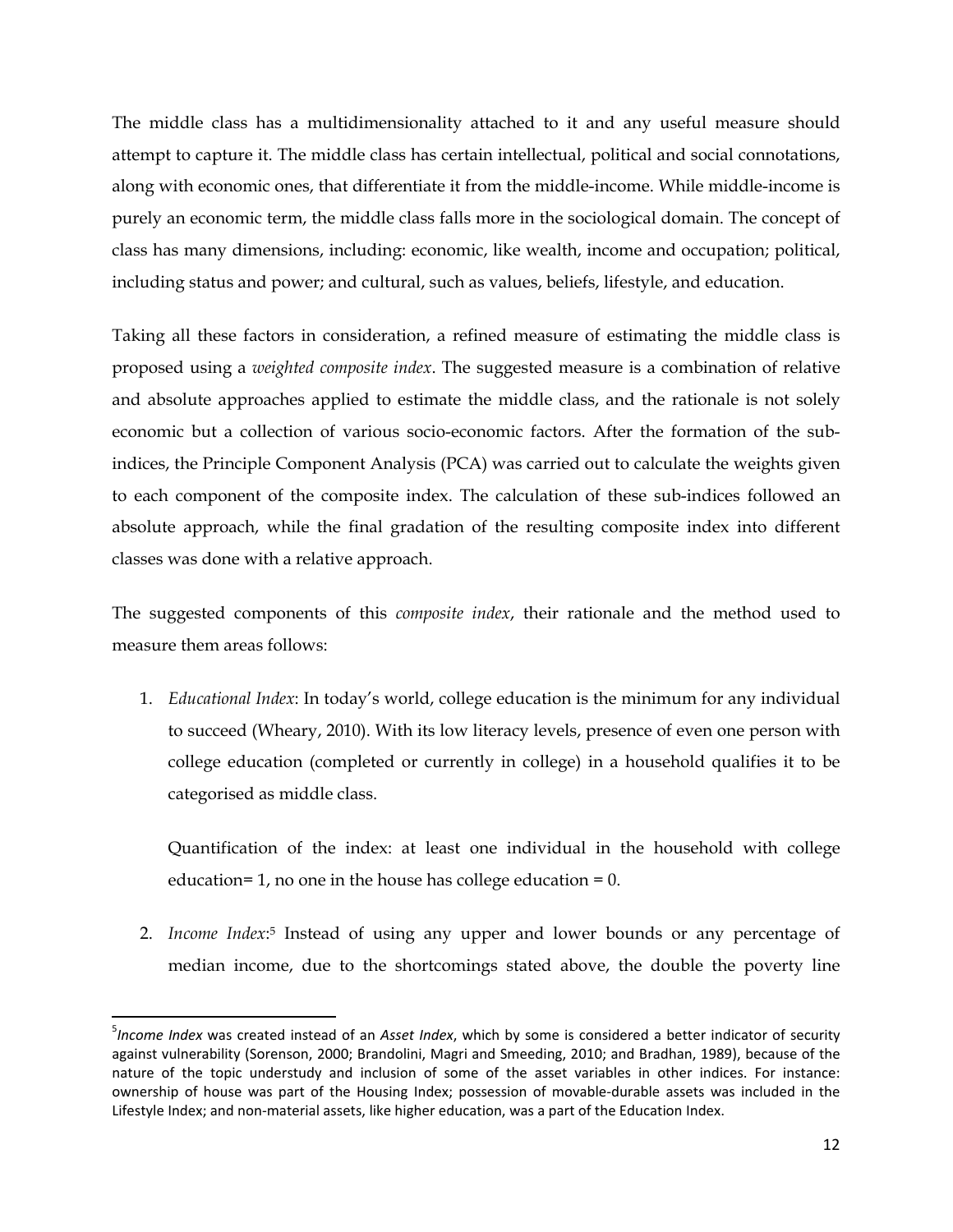The middle class has a multidimensionality attached to it and any useful measure should attempt to capture it. The middle class has certain intellectual, political and social connotations, along with economic ones, that differentiate it from the middle-income. While middle-income is purely an economic term, the middle class falls more in the sociological domain. The concept of class has many dimensions, including: economic, like wealth, income and occupation; political, including status and power; and cultural, such as values, beliefs, lifestyle, and education.

Taking all these factors in consideration, a refined measure of estimating the middle class is proposed using a *weighted composite index*. The suggested measure is a combination of relative and absolute approaches applied to estimate the middle class, and the rationale is not solely economic but a collection of various socio-economic factors. After the formation of the sub-indices, the Principle Component Analysis (PCA) was carried out to calculate the weights given to each component of the composite index. The calculation of these sub-indices followed an absolute approach, while the final gradation of the resulting composite index into different classes was done with a relative approach.

The suggested components of this *composite index*, their rationale and the method used to measure them areas follows:

1. *Educational Index*: In today's world, college education is the minimum for any individual to succeed (Wheary, 2010). With its low literacy levels, presence of even one person with college education (completed or currently in college) in a household qualifies it to be categorised as middle class.

   Quantification of the index: at least one individual in the household with college education= 1, no one in the house has college education = 0.

2. *Income Index*:[5] Instead of using any upper and lower bounds or any percentage of median income, due to the shortcomings stated above, the double the poverty line

---

[5] *Income Index* was created instead of an *Asset Index*, which by some is considered a better indicator of security against vulnerability (Sorenson, 2000; Brandolini, Magri and Smeeding, 2010; and Bradhan, 1989), because of the nature of the topic understudy and inclusion of some of the asset variables in other indices. For instance: ownership of house was part of the Housing Index; possession of movable-durable assets was included in the Lifestyle Index; and non-material assets, like higher education, was a part of the Education Index.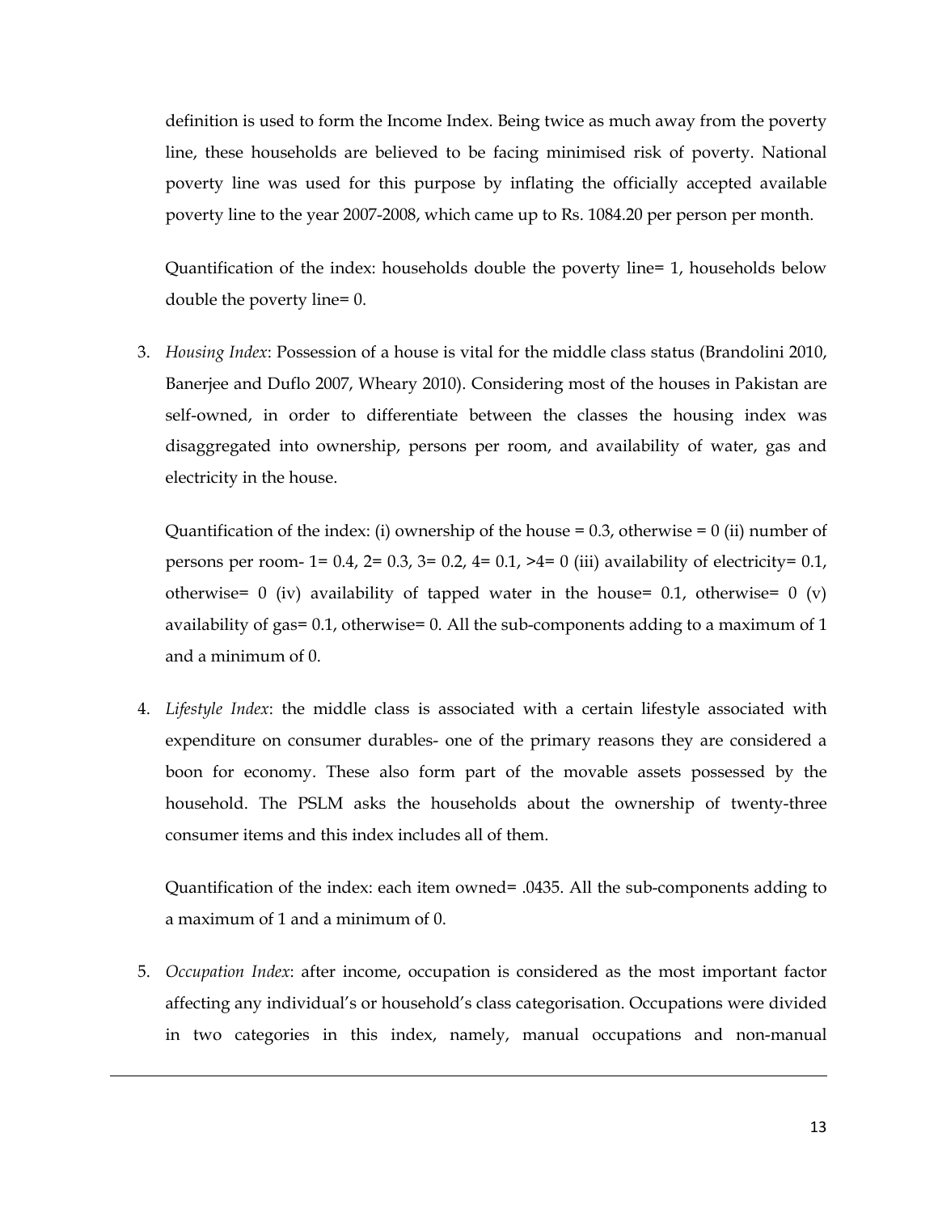definition is used to form the Income Index. Being twice as much away from the poverty line, these households are believed to be facing minimised risk of poverty. National poverty line was used for this purpose by inflating the officially accepted available poverty line to the year 2007-2008, which came up to Rs. 1084.20 per person per month.

Quantification of the index: households double the poverty line= 1, households below double the poverty line= 0.

3. *Housing Index*: Possession of a house is vital for the middle class status (Brandolini 2010, Banerjee and Duflo 2007, Wheary 2010). Considering most of the houses in Pakistan are self-owned, in order to differentiate between the classes the housing index was disaggregated into ownership, persons per room, and availability of water, gas and electricity in the house.

   Quantification of the index: (i) ownership of the house = 0.3, otherwise = 0 (ii) number of persons per room- 1= 0.4, 2= 0.3, 3= 0.2, 4= 0.1, >4= 0 (iii) availability of electricity= 0.1, otherwise= 0 (iv) availability of tapped water in the house= 0.1, otherwise= 0 (v) availability of gas= 0.1, otherwise= 0. All the sub-components adding to a maximum of 1 and a minimum of 0.

4. *Lifestyle Index*: the middle class is associated with a certain lifestyle associated with expenditure on consumer durables- one of the primary reasons they are considered a boon for economy. These also form part of the movable assets possessed by the household. The PSLM asks the households about the ownership of twenty-three consumer items and this index includes all of them.

   Quantification of the index: each item owned= .0435. All the sub-components adding to a maximum of 1 and a minimum of 0.

5. *Occupation Index*: after income, occupation is considered as the most important factor affecting any individual's or household's class categorisation. Occupations were divided in two categories in this index, namely, manual occupations and non-manual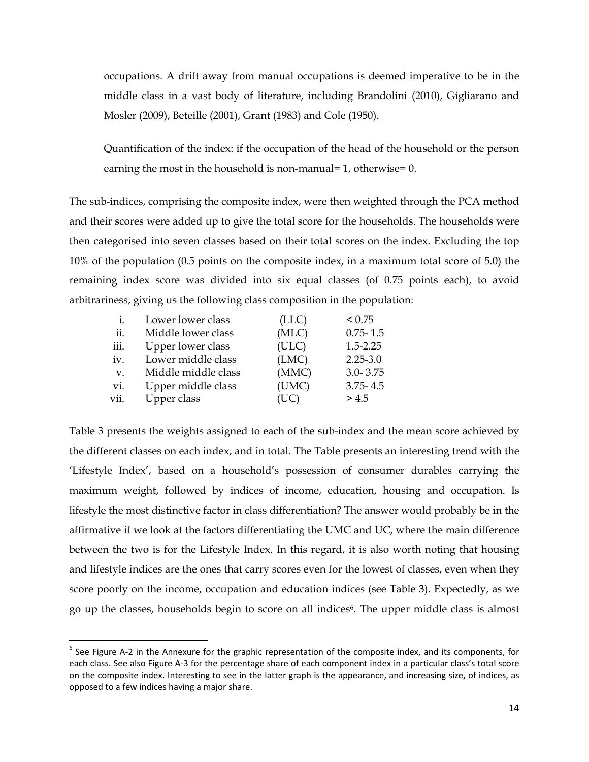occupations. A drift away from manual occupations is deemed imperative to be in the middle class in a vast body of literature, including Brandolini (2010), Gigliarano and Mosler (2009), Beteille (2001), Grant (1983) and Cole (1950).

Quantification of the index: if the occupation of the head of the household or the person earning the most in the household is non-manual= 1, otherwise= 0.

The sub-indices, comprising the composite index, were then weighted through the PCA method and their scores were added up to give the total score for the households. The households were then categorised into seven classes based on their total scores on the index. Excluding the top 10% of the population (0.5 points on the composite index, in a maximum total score of 5.0) the remaining index score was divided into six equal classes (of 0.75 points each), to avoid arbitrariness, giving us the following class composition in the population:

| | | | |
|---|---|---|---|
| i. | Lower lower class | (LLC) | < 0.75 |
| ii. | Middle lower class | (MLC) | 0.75- 1.5 |
| iii. | Upper lower class | (ULC) | 1.5-2.25 |
| iv. | Lower middle class | (LMC) | 2.25-3.0 |
| v. | Middle middle class | (MMC) | 3.0- 3.75 |
| vi. | Upper middle class | (UMC) | 3.75- 4.5 |
| vii. | Upper class | (UC) | > 4.5 |

Table 3 presents the weights assigned to each of the sub-index and the mean score achieved by the different classes on each index, and in total. The Table presents an interesting trend with the 'Lifestyle Index', based on a household's possession of consumer durables carrying the maximum weight, followed by indices of income, education, housing and occupation. Is lifestyle the most distinctive factor in class differentiation? The answer would probably be in the affirmative if we look at the factors differentiating the UMC and UC, where the main difference between the two is for the Lifestyle Index. In this regard, it is also worth noting that housing and lifestyle indices are the ones that carry scores even for the lowest of classes, even when they score poorly on the income, occupation and education indices (see Table 3). Expectedly, as we go up the classes, households begin to score on all indices[6]. The upper middle class is almost

[6] See Figure A-2 in the Annexure for the graphic representation of the composite index, and its components, for each class. See also Figure A-3 for the percentage share of each component index in a particular class's total score on the composite index. Interesting to see in the latter graph is the appearance, and increasing size, of indices, as opposed to a few indices having a major share.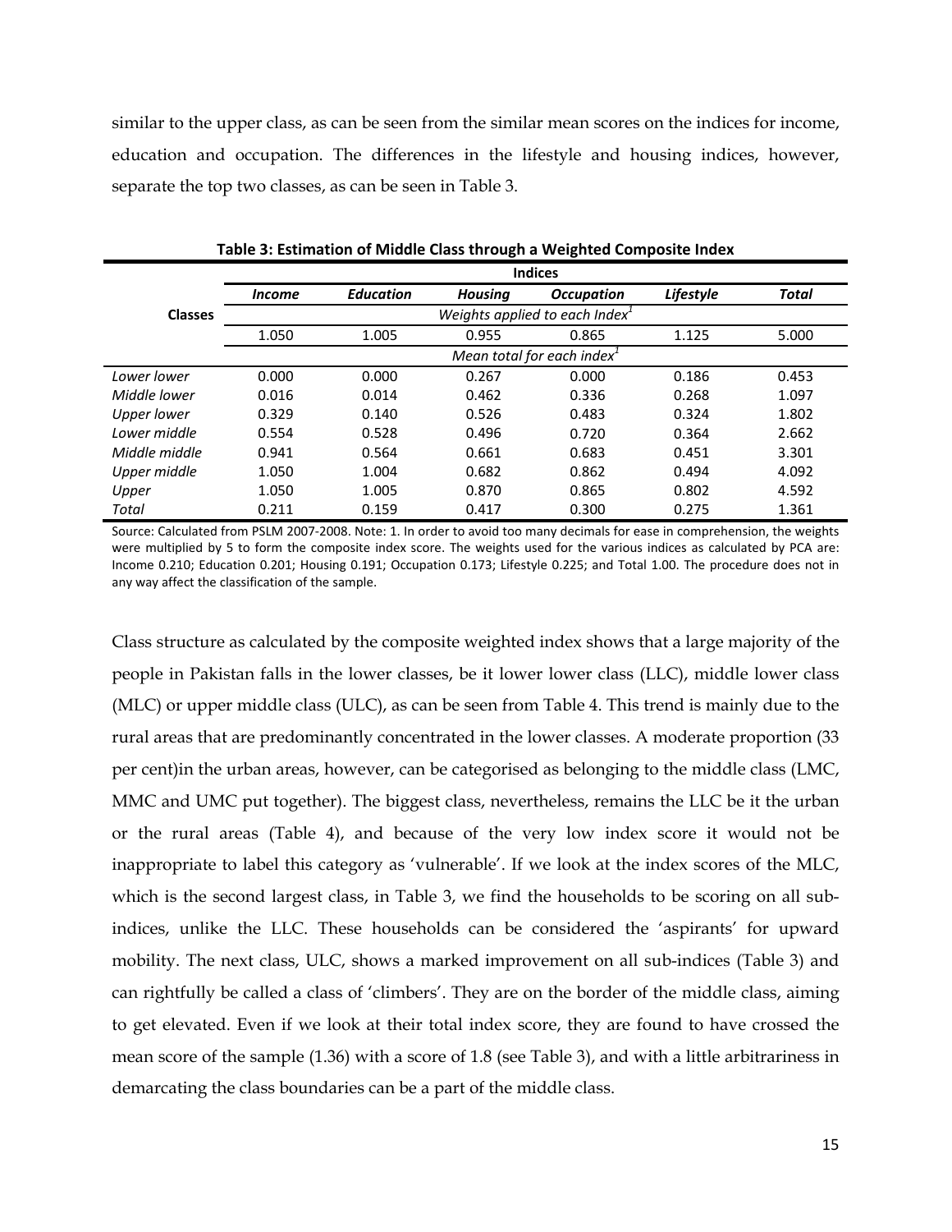similar to the upper class, as can be seen from the similar mean scores on the indices for income, education and occupation. The differences in the lifestyle and housing indices, however, separate the top two classes, as can be seen in Table 3.

**Table 3: Estimation of Middle Class through a Weighted Composite Index**

| Classes | Indices | | | | | |
|---|---|---|---|---|---|---|
| | *Income* | *Education* | *Housing* | *Occupation* | *Lifestyle* | *Total* |
| | *Weights applied to each Index*[1] | | | | | |
| | 1.050 | 1.005 | 0.955 | 0.865 | 1.125 | 5.000 |
| | *Mean total for each index*[1] | | | | | |
| *Lower lower* | 0.000 | 0.000 | 0.267 | 0.000 | 0.186 | 0.453 |
| *Middle lower* | 0.016 | 0.014 | 0.462 | 0.336 | 0.268 | 1.097 |
| *Upper lower* | 0.329 | 0.140 | 0.526 | 0.483 | 0.324 | 1.802 |
| *Lower middle* | 0.554 | 0.528 | 0.496 | 0.720 | 0.364 | 2.662 |
| *Middle middle* | 0.941 | 0.564 | 0.661 | 0.683 | 0.451 | 3.301 |
| *Upper middle* | 1.050 | 1.004 | 0.682 | 0.862 | 0.494 | 4.092 |
| *Upper* | 1.050 | 1.005 | 0.870 | 0.865 | 0.802 | 4.592 |
| *Total* | 0.211 | 0.159 | 0.417 | 0.300 | 0.275 | 1.361 |

Source: Calculated from PSLM 2007-2008. Note: 1. In order to avoid too many decimals for ease in comprehension, the weights were multiplied by 5 to form the composite index score. The weights used for the various indices as calculated by PCA are: Income 0.210; Education 0.201; Housing 0.191; Occupation 0.173; Lifestyle 0.225; and Total 1.00. The procedure does not in any way affect the classification of the sample.

Class structure as calculated by the composite weighted index shows that a large majority of the people in Pakistan falls in the lower classes, be it lower lower class (LLC), middle lower class (MLC) or upper middle class (ULC), as can be seen from Table 4. This trend is mainly due to the rural areas that are predominantly concentrated in the lower classes. A moderate proportion (33 per cent)in the urban areas, however, can be categorised as belonging to the middle class (LMC, MMC and UMC put together). The biggest class, nevertheless, remains the LLC be it the urban or the rural areas (Table 4), and because of the very low index score it would not be inappropriate to label this category as 'vulnerable'. If we look at the index scores of the MLC, which is the second largest class, in Table 3, we find the households to be scoring on all sub-indices, unlike the LLC. These households can be considered the 'aspirants' for upward mobility. The next class, ULC, shows a marked improvement on all sub-indices (Table 3) and can rightfully be called a class of 'climbers'. They are on the border of the middle class, aiming to get elevated. Even if we look at their total index score, they are found to have crossed the mean score of the sample (1.36) with a score of 1.8 (see Table 3), and with a little arbitrariness in demarcating the class boundaries can be a part of the middle class.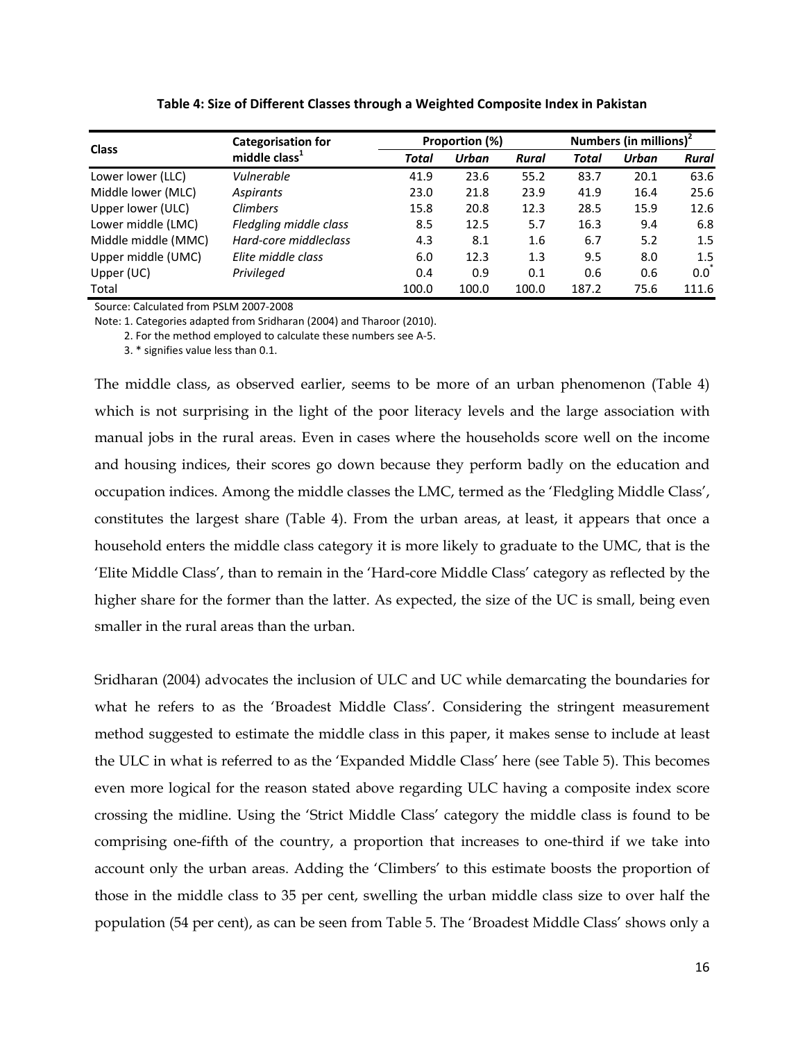**Table 4: Size of Different Classes through a Weighted Composite Index in Pakistan**

| Class | Categorisation for middle class[1] | Proportion (%) | | | Numbers (in millions)[2] | | |
|---|---|---|---|---|---|---|---|
| | | *Total* | *Urban* | *Rural* | *Total* | *Urban* | *Rural* |
| Lower lower (LLC) | *Vulnerable* | 41.9 | 23.6 | 55.2 | 83.7 | 20.1 | 63.6 |
| Middle lower (MLC) | *Aspirants* | 23.0 | 21.8 | 23.9 | 41.9 | 16.4 | 25.6 |
| Upper lower (ULC) | *Climbers* | 15.8 | 20.8 | 12.3 | 28.5 | 15.9 | 12.6 |
| Lower middle (LMC) | *Fledgling middle class* | 8.5 | 12.5 | 5.7 | 16.3 | 9.4 | 6.8 |
| Middle middle (MMC) | *Hard-core middleclass* | 4.3 | 8.1 | 1.6 | 6.7 | 5.2 | 1.5 |
| Upper middle (UMC) | *Elite middle class* | 6.0 | 12.3 | 1.3 | 9.5 | 8.0 | 1.5 |
| Upper (UC) | *Privileged* | 0.4 | 0.9 | 0.1 | 0.6 | 0.6 | 0.0* |
| Total | | 100.0 | 100.0 | 100.0 | 187.2 | 75.6 | 111.6 |

Source: Calculated from PSLM 2007-2008

Note: 1. Categories adapted from Sridharan (2004) and Tharoor (2010).

2. For the method employed to calculate these numbers see A-5.

3. * signifies value less than 0.1.

The middle class, as observed earlier, seems to be more of an urban phenomenon (Table 4) which is not surprising in the light of the poor literacy levels and the large association with manual jobs in the rural areas. Even in cases where the households score well on the income and housing indices, their scores go down because they perform badly on the education and occupation indices. Among the middle classes the LMC, termed as the 'Fledgling Middle Class', constitutes the largest share (Table 4). From the urban areas, at least, it appears that once a household enters the middle class category it is more likely to graduate to the UMC, that is the 'Elite Middle Class', than to remain in the 'Hard-core Middle Class' category as reflected by the higher share for the former than the latter. As expected, the size of the UC is small, being even smaller in the rural areas than the urban.

Sridharan (2004) advocates the inclusion of ULC and UC while demarcating the boundaries for what he refers to as the 'Broadest Middle Class'. Considering the stringent measurement method suggested to estimate the middle class in this paper, it makes sense to include at least the ULC in what is referred to as the 'Expanded Middle Class' here (see Table 5). This becomes even more logical for the reason stated above regarding ULC having a composite index score crossing the midline. Using the 'Strict Middle Class' category the middle class is found to be comprising one-fifth of the country, a proportion that increases to one-third if we take into account only the urban areas. Adding the 'Climbers' to this estimate boosts the proportion of those in the middle class to 35 per cent, swelling the urban middle class size to over half the population (54 per cent), as can be seen from Table 5. The 'Broadest Middle Class' shows only a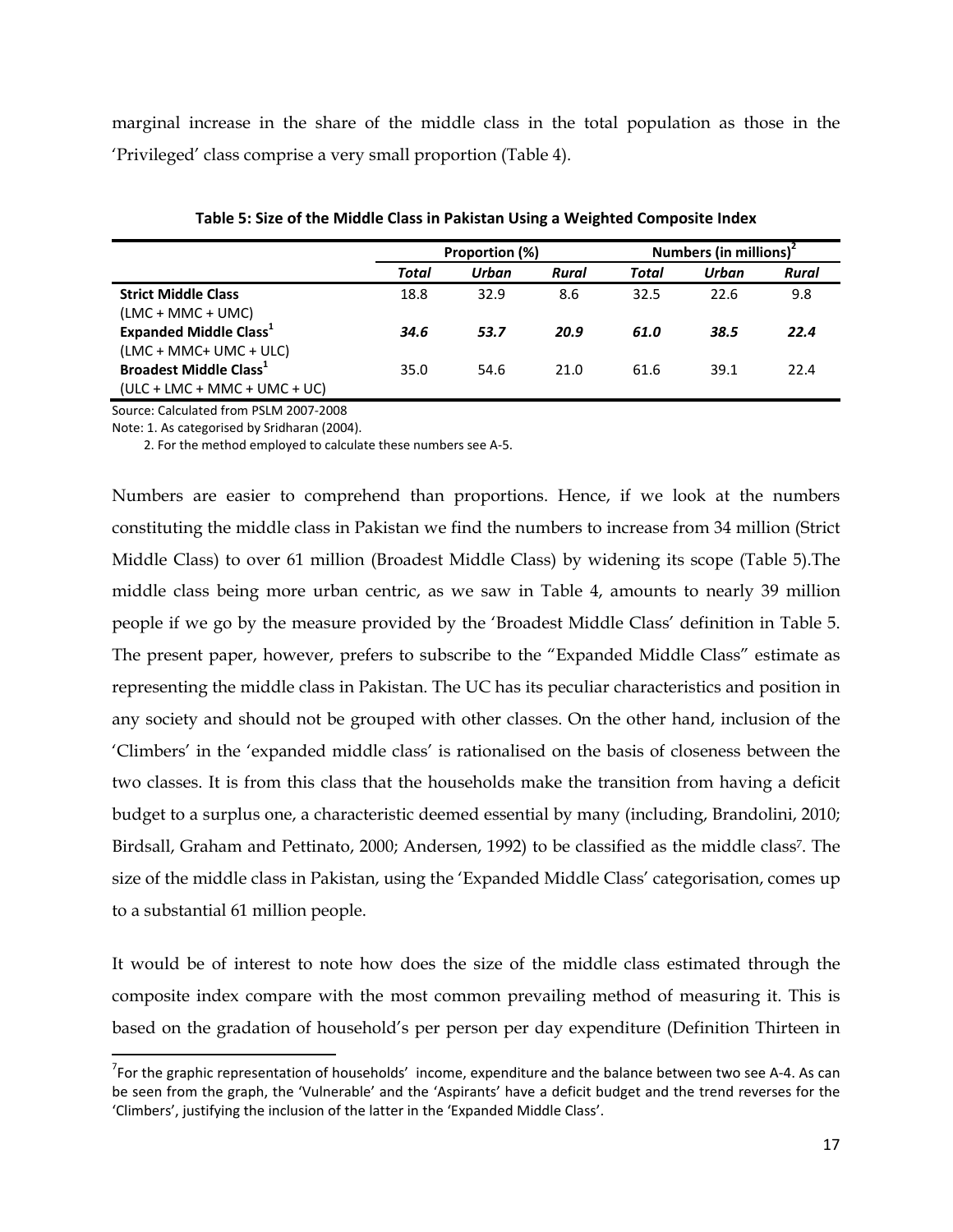marginal increase in the share of the middle class in the total population as those in the 'Privileged' class comprise a very small proportion (Table 4).

**Table 5: Size of the Middle Class in Pakistan Using a Weighted Composite Index**

| | Proportion (%) | | | Numbers (in millions)[2] | | |
|---|---|---|---|---|---|---|
| | *Total* | *Urban* | *Rural* | *Total* | *Urban* | *Rural* |
| **Strict Middle Class** (LMC + MMC + UMC) | 18.8 | 32.9 | 8.6 | 32.5 | 22.6 | 9.8 |
| **Expanded Middle Class[1]** (LMC + MMC+ UMC + ULC) | ***34.6*** | ***53.7*** | ***20.9*** | ***61.0*** | ***38.5*** | ***22.4*** |
| **Broadest Middle Class[1]** (ULC + LMC + MMC + UMC + UC) | 35.0 | 54.6 | 21.0 | 61.6 | 39.1 | 22.4 |

Source: Calculated from PSLM 2007-2008

Note: 1. As categorised by Sridharan (2004).

2. For the method employed to calculate these numbers see A-5.

Numbers are easier to comprehend than proportions. Hence, if we look at the numbers constituting the middle class in Pakistan we find the numbers to increase from 34 million (Strict Middle Class) to over 61 million (Broadest Middle Class) by widening its scope (Table 5).The middle class being more urban centric, as we saw in Table 4, amounts to nearly 39 million people if we go by the measure provided by the 'Broadest Middle Class' definition in Table 5. The present paper, however, prefers to subscribe to the "Expanded Middle Class" estimate as representing the middle class in Pakistan. The UC has its peculiar characteristics and position in any society and should not be grouped with other classes. On the other hand, inclusion of the 'Climbers' in the 'expanded middle class' is rationalised on the basis of closeness between the two classes. It is from this class that the households make the transition from having a deficit budget to a surplus one, a characteristic deemed essential by many (including, Brandolini, 2010; Birdsall, Graham and Pettinato, 2000; Andersen, 1992) to be classified as the middle class[7]. The size of the middle class in Pakistan, using the 'Expanded Middle Class' categorisation, comes up to a substantial 61 million people.

It would be of interest to note how does the size of the middle class estimated through the composite index compare with the most common prevailing method of measuring it. This is based on the gradation of household's per person per day expenditure (Definition Thirteen in

[7] For the graphic representation of households' income, expenditure and the balance between two see A-4. As can be seen from the graph, the 'Vulnerable' and the 'Aspirants' have a deficit budget and the trend reverses for the 'Climbers', justifying the inclusion of the latter in the 'Expanded Middle Class'.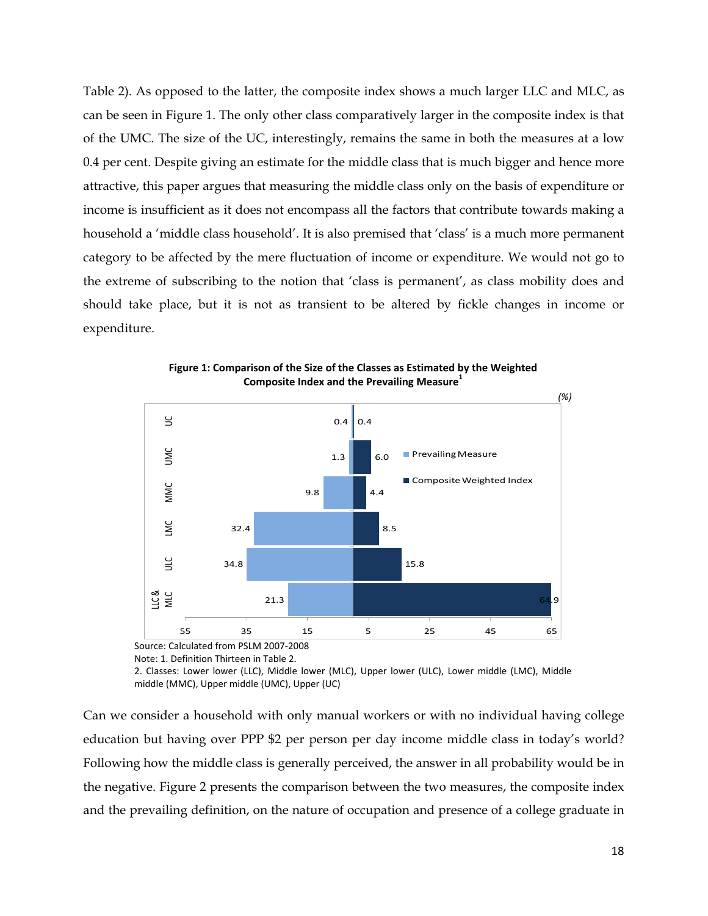Table 2). As opposed to the latter, the composite index shows a much larger LLC and MLC, as can be seen in Figure 1. The only other class comparatively larger in the composite index is that of the UMC. The size of the UC, interestingly, remains the same in both the measures at a low 0.4 per cent. Despite giving an estimate for the middle class that is much bigger and hence more attractive, this paper argues that measuring the middle class only on the basis of expenditure or income is insufficient as it does not encompass all the factors that contribute towards making a household a 'middle class household'. It is also premised that 'class' is a much more permanent category to be affected by the mere fluctuation of income or expenditure. We would not go to the extreme of subscribing to the notion that 'class is permanent', as class mobility does and should take place, but it is not as transient to be altered by fickle changes in income or expenditure.

**Figure 1: Comparison of the Size of the Classes as Estimated by the Weighted Composite Index and the Prevailing Measure[1]**

*(%)*

| Class | Prevailing Measure | Composite Weighted Index |
|---|---|---|
| UC | 0.4 | 0.4 |
| UMC | 1.3 | 6.0 |
| MMC | 9.8 | 4.4 |
| LMC | 32.4 | 8.5 |
| ULC | 34.8 | 15.8 |
| LLC & MLC | 21.3 | 64.9 |

Source: Calculated from PSLM 2007-2008

Note: 1. Definition Thirteen in Table 2.

2. Classes: Lower lower (LLC), Middle lower (MLC), Upper lower (ULC), Lower middle (LMC), Middle middle (MMC), Upper middle (UMC), Upper (UC)

Can we consider a household with only manual workers or with no individual having college education but having over PPP $2 per person per day income middle class in today's world? Following how the middle class is generally perceived, the answer in all probability would be in the negative. Figure 2 presents the comparison between the two measures, the composite index and the prevailing definition, on the nature of occupation and presence of a college graduate in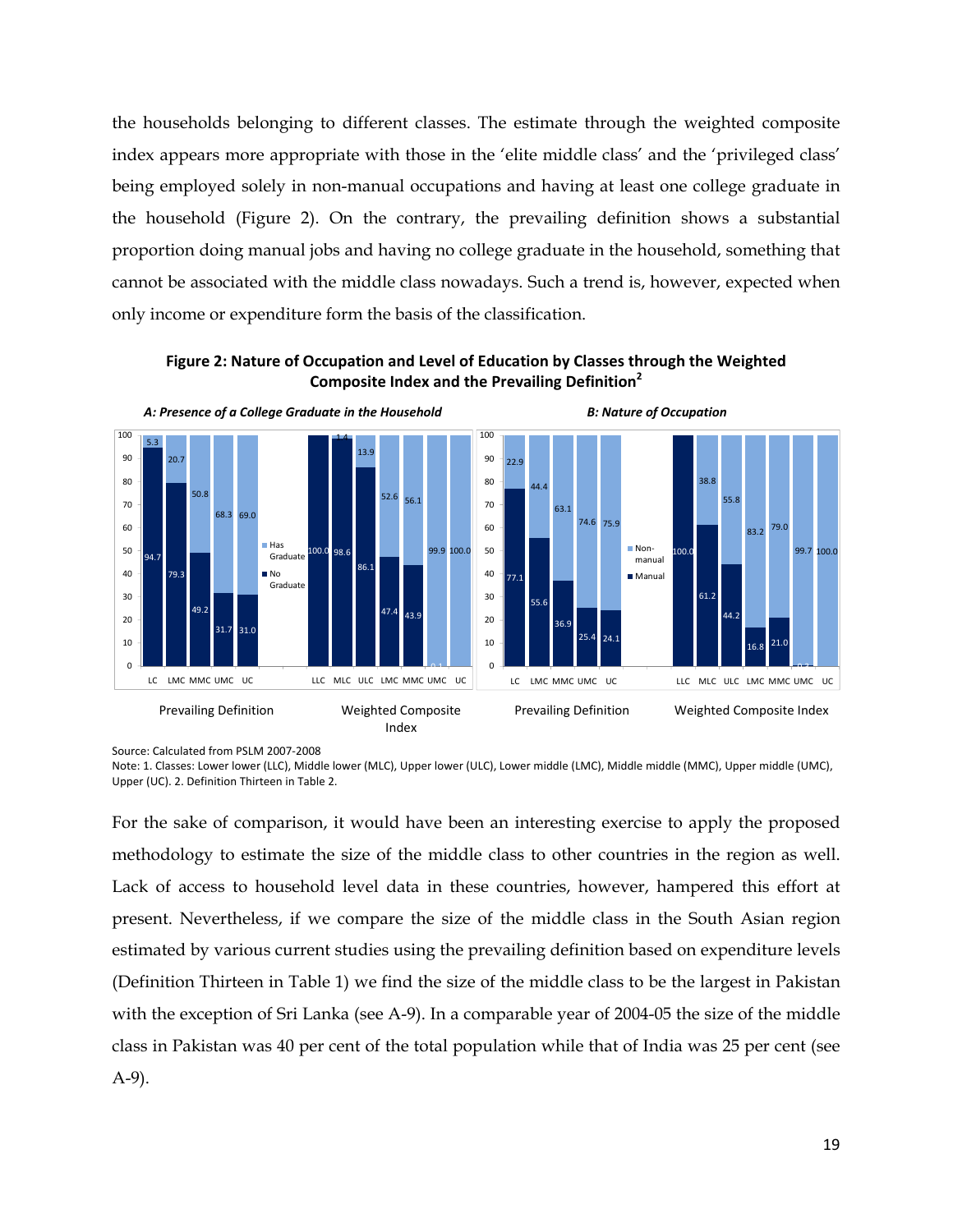the households belonging to different classes. The estimate through the weighted composite index appears more appropriate with those in the 'elite middle class' and the 'privileged class' being employed solely in non-manual occupations and having at least one college graduate in the household (Figure 2). On the contrary, the prevailing definition shows a substantial proportion doing manual jobs and having no college graduate in the household, something that cannot be associated with the middle class nowadays. Such a trend is, however, expected when only income or expenditure form the basis of the classification.

**Figure 2: Nature of Occupation and Level of Education by Classes through the Weighted Composite Index and the Prevailing Definition[2]**

*A: Presence of a College Graduate in the Household*

| Definition | Class | Has Graduate | No Graduate |
|---|---|---|---|
| Prevailing Definition | LC | 5.3 | 94.7 |
| | LMC | 20.7 | 79.3 |
| | MMC | 50.8 | 49.2 |
| | UMC | 68.3 | 31.7 |
| | UC | 69.0 | 31.0 |
| Weighted Composite Index | LLC | | 100.0 |
| | MLC | 1.4 | 98.6 |
| | ULC | 13.9 | 86.1 |
| | LMC | 52.6 | 47.4 |
| | MMC | 56.1 | 43.9 |
| | UMC | 99.9 | 0.1 |
| | UC | 100.0 | |

*B: Nature of Occupation*

| Definition | Class | Non-manual | Manual |
|---|---|---|---|
| Prevailing Definition | LC | 22.9 | 77.1 |
| | LMC | 44.4 | 55.6 |
| | MMC | 63.1 | 36.9 |
| | UMC | 74.6 | 25.4 |
| | UC | 75.9 | 24.1 |
| Weighted Composite Index | LLC | | 100.0 |
| | MLC | 38.8 | 61.2 |
| | ULC | 55.8 | 44.2 |
| | LMC | 83.2 | 16.8 |
| | MMC | 79.0 | 21.0 |
| | UMC | 99.7 | 0.3 |
| | UC | 100.0 | |

Source: Calculated from PSLM 2007-2008

Note: 1. Classes: Lower lower (LLC), Middle lower (MLC), Upper lower (ULC), Lower middle (LMC), Middle middle (MMC), Upper middle (UMC), Upper (UC). 2. Definition Thirteen in Table 2.

For the sake of comparison, it would have been an interesting exercise to apply the proposed methodology to estimate the size of the middle class to other countries in the region as well. Lack of access to household level data in these countries, however, hampered this effort at present. Nevertheless, if we compare the size of the middle class in the South Asian region estimated by various current studies using the prevailing definition based on expenditure levels (Definition Thirteen in Table 1) we find the size of the middle class to be the largest in Pakistan with the exception of Sri Lanka (see A-9). In a comparable year of 2004-05 the size of the middle class in Pakistan was 40 per cent of the total population while that of India was 25 per cent (see A-9).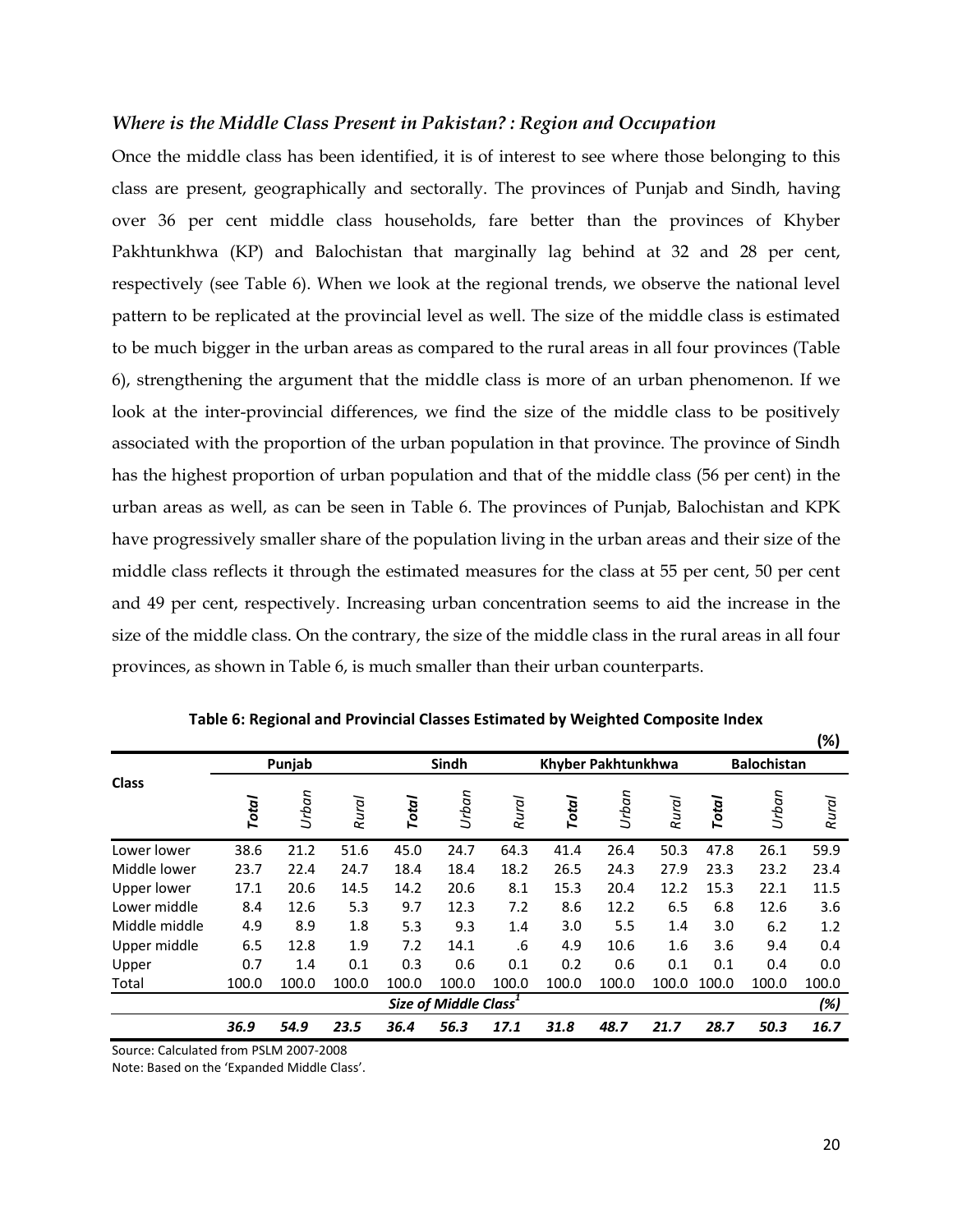### *Where is the Middle Class Present in Pakistan? : Region and Occupation*

Once the middle class has been identified, it is of interest to see where those belonging to this class are present, geographically and sectorally. The provinces of Punjab and Sindh, having over 36 per cent middle class households, fare better than the provinces of Khyber Pakhtunkhwa (KP) and Balochistan that marginally lag behind at 32 and 28 per cent, respectively (see Table 6). When we look at the regional trends, we observe the national level pattern to be replicated at the provincial level as well. The size of the middle class is estimated to be much bigger in the urban areas as compared to the rural areas in all four provinces (Table 6), strengthening the argument that the middle class is more of an urban phenomenon. If we look at the inter-provincial differences, we find the size of the middle class to be positively associated with the proportion of the urban population in that province. The province of Sindh has the highest proportion of urban population and that of the middle class (56 per cent) in the urban areas as well, as can be seen in Table 6. The provinces of Punjab, Balochistan and KPK have progressively smaller share of the population living in the urban areas and their size of the middle class reflects it through the estimated measures for the class at 55 per cent, 50 per cent and 49 per cent, respectively. Increasing urban concentration seems to aid the increase in the size of the middle class. On the contrary, the size of the middle class in the rural areas in all four provinces, as shown in Table 6, is much smaller than their urban counterparts.

**Table 6: Regional and Provincial Classes Estimated by Weighted Composite Index**

(%)

| Class | Punjab | | | Sindh | | | Khyber Pakhtunkhwa | | | Balochistan | | |
|---|---|---|---|---|---|---|---|---|---|---|---|---|
| | ***Total*** | *Urban* | *Rural* | ***Total*** | *Urban* | *Rural* | ***Total*** | *Urban* | *Rural* | ***Total*** | *Urban* | *Rural* |
| Lower lower | 38.6 | 21.2 | 51.6 | 45.0 | 24.7 | 64.3 | 41.4 | 26.4 | 50.3 | 47.8 | 26.1 | 59.9 |
| Middle lower | 23.7 | 22.4 | 24.7 | 18.4 | 18.4 | 18.2 | 26.5 | 24.3 | 27.9 | 23.3 | 23.2 | 23.4 |
| Upper lower | 17.1 | 20.6 | 14.5 | 14.2 | 20.6 | 8.1 | 15.3 | 20.4 | 12.2 | 15.3 | 22.1 | 11.5 |
| Lower middle | 8.4 | 12.6 | 5.3 | 9.7 | 12.3 | 7.2 | 8.6 | 12.2 | 6.5 | 6.8 | 12.6 | 3.6 |
| Middle middle | 4.9 | 8.9 | 1.8 | 5.3 | 9.3 | 1.4 | 3.0 | 5.5 | 1.4 | 3.0 | 6.2 | 1.2 |
| Upper middle | 6.5 | 12.8 | 1.9 | 7.2 | 14.1 | .6 | 4.9 | 10.6 | 1.6 | 3.6 | 9.4 | 0.4 |
| Upper | 0.7 | 1.4 | 0.1 | 0.3 | 0.6 | 0.1 | 0.2 | 0.6 | 0.1 | 0.1 | 0.4 | 0.0 |
| Total | 100.0 | 100.0 | 100.0 | 100.0 | 100.0 | 100.0 | 100.0 | 100.0 | 100.0 | 100.0 | 100.0 | 100.0 |
| | | | | | ***Size of Middle Class[1]*** | | | | | | | ***(%)*** |
| | ***36.9*** | ***54.9*** | ***23.5*** | ***36.4*** | ***56.3*** | ***17.1*** | ***31.8*** | ***48.7*** | ***21.7*** | ***28.7*** | ***50.3*** | ***16.7*** |

Source: Calculated from PSLM 2007-2008

Note: Based on the 'Expanded Middle Class'.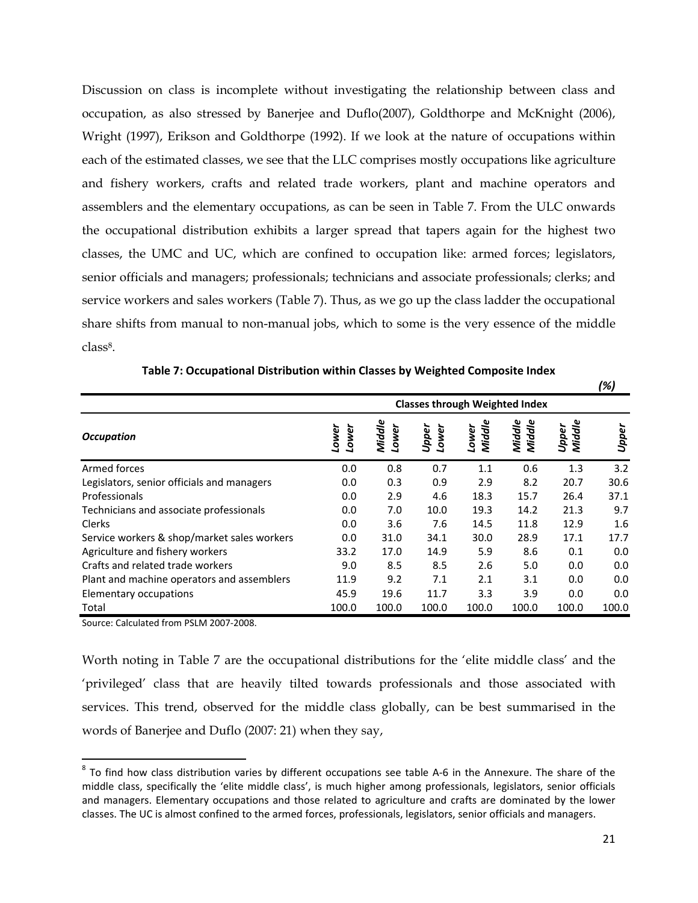Discussion on class is incomplete without investigating the relationship between class and occupation, as also stressed by Banerjee and Duflo(2007), Goldthorpe and McKnight (2006), Wright (1997), Erikson and Goldthorpe (1992). If we look at the nature of occupations within each of the estimated classes, we see that the LLC comprises mostly occupations like agriculture and fishery workers, crafts and related trade workers, plant and machine operators and assemblers and the elementary occupations, as can be seen in Table 7. From the ULC onwards the occupational distribution exhibits a larger spread that tapers again for the highest two classes, the UMC and UC, which are confined to occupation like: armed forces; legislators, senior officials and managers; professionals; technicians and associate professionals; clerks; and service workers and sales workers (Table 7). Thus, as we go up the class ladder the occupational share shifts from manual to non-manual jobs, which to some is the very essence of the middle class[8].

**Table 7: Occupational Distribution within Classes by Weighted Composite Index**

*(%)*

| | Classes through Weighted Index | | | | | | |
|---|---|---|---|---|---|---|---|
| ***Occupation*** | ***Lower Lower*** | ***Middle Lower*** | ***Upper Lower*** | ***Lower Middle*** | ***Middle Middle*** | ***Upper Middle*** | ***Upper*** |
| Armed forces | 0.0 | 0.8 | 0.7 | 1.1 | 0.6 | 1.3 | 3.2 |
| Legislators, senior officials and managers | 0.0 | 0.3 | 0.9 | 2.9 | 8.2 | 20.7 | 30.6 |
| Professionals | 0.0 | 2.9 | 4.6 | 18.3 | 15.7 | 26.4 | 37.1 |
| Technicians and associate professionals | 0.0 | 7.0 | 10.0 | 19.3 | 14.2 | 21.3 | 9.7 |
| Clerks | 0.0 | 3.6 | 7.6 | 14.5 | 11.8 | 12.9 | 1.6 |
| Service workers & shop/market sales workers | 0.0 | 31.0 | 34.1 | 30.0 | 28.9 | 17.1 | 17.7 |
| Agriculture and fishery workers | 33.2 | 17.0 | 14.9 | 5.9 | 8.6 | 0.1 | 0.0 |
| Crafts and related trade workers | 9.0 | 8.5 | 8.5 | 2.6 | 5.0 | 0.0 | 0.0 |
| Plant and machine operators and assemblers | 11.9 | 9.2 | 7.1 | 2.1 | 3.1 | 0.0 | 0.0 |
| Elementary occupations | 45.9 | 19.6 | 11.7 | 3.3 | 3.9 | 0.0 | 0.0 |
| Total | 100.0 | 100.0 | 100.0 | 100.0 | 100.0 | 100.0 | 100.0 |

Source: Calculated from PSLM 2007-2008.

Worth noting in Table 7 are the occupational distributions for the 'elite middle class' and the 'privileged' class that are heavily tilted towards professionals and those associated with services. This trend, observed for the middle class globally, can be best summarised in the words of Banerjee and Duflo (2007: 21) when they say,

[8] To find how class distribution varies by different occupations see table A-6 in the Annexure. The share of the middle class, specifically the 'elite middle class', is much higher among professionals, legislators, senior officials and managers. Elementary occupations and those related to agriculture and crafts are dominated by the lower classes. The UC is almost confined to the armed forces, professionals, legislators, senior officials and managers.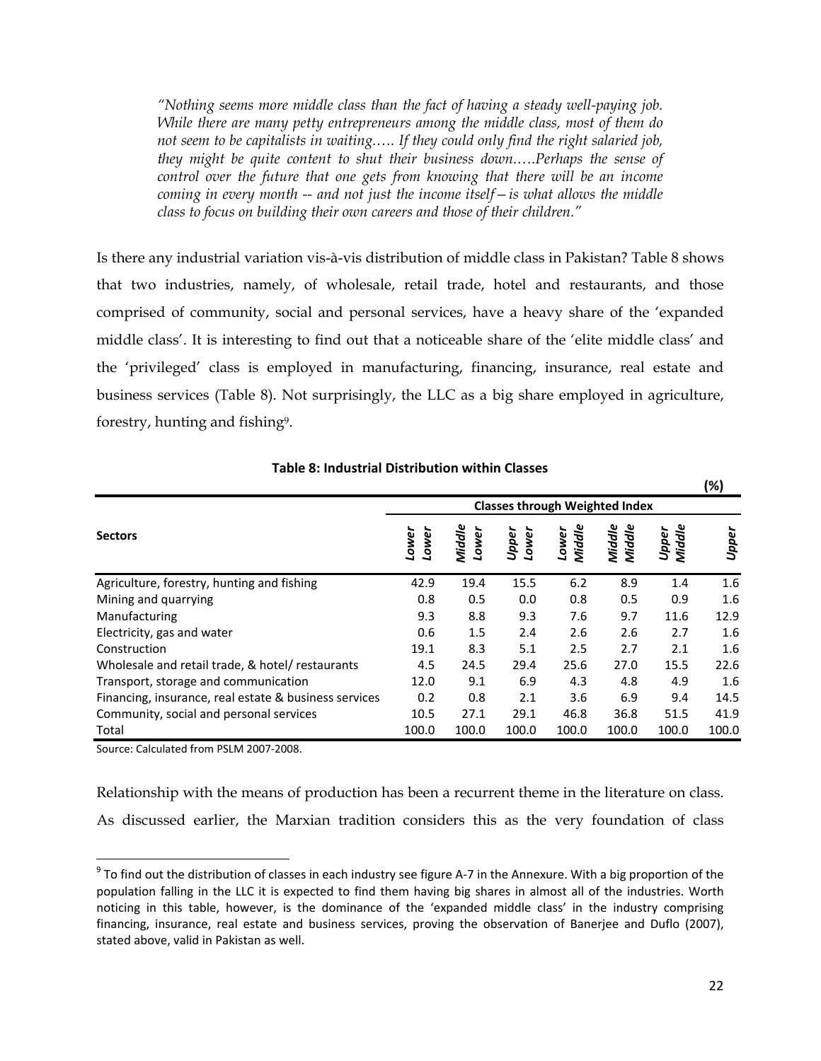*"Nothing seems more middle class than the fact of having a steady well-paying job. While there are many petty entrepreneurs among the middle class, most of them do not seem to be capitalists in waiting….. If they could only find the right salaried job, they might be quite content to shut their business down…..Perhaps the sense of control over the future that one gets from knowing that there will be an income coming in every month -- and not just the income itself—is what allows the middle class to focus on building their own careers and those of their children."*

Is there any industrial variation vis-à-vis distribution of middle class in Pakistan? Table 8 shows that two industries, namely, of wholesale, retail trade, hotel and restaurants, and those comprised of community, social and personal services, have a heavy share of the 'expanded middle class'. It is interesting to find out that a noticeable share of the 'elite middle class' and the 'privileged' class is employed in manufacturing, financing, insurance, real estate and business services (Table 8). Not surprisingly, the LLC as a big share employed in agriculture, forestry, hunting and fishing[9].

**Table 8: Industrial Distribution within Classes**

(%)

| Sectors | Classes through Weighted Index | | | | | | |
|---|---|---|---|---|---|---|---|
| | *Lower Lower* | *Middle Lower* | *Upper Lower* | *Lower Middle* | *Middle Middle* | *Upper Middle* | *Upper* |
| Agriculture, forestry, hunting and fishing | 42.9 | 19.4 | 15.5 | 6.2 | 8.9 | 1.4 | 1.6 |
| Mining and quarrying | 0.8 | 0.5 | 0.0 | 0.8 | 0.5 | 0.9 | 1.6 |
| Manufacturing | 9.3 | 8.8 | 9.3 | 7.6 | 9.7 | 11.6 | 12.9 |
| Electricity, gas and water | 0.6 | 1.5 | 2.4 | 2.6 | 2.6 | 2.7 | 1.6 |
| Construction | 19.1 | 8.3 | 5.1 | 2.5 | 2.7 | 2.1 | 1.6 |
| Wholesale and retail trade, & hotel/ restaurants | 4.5 | 24.5 | 29.4 | 25.6 | 27.0 | 15.5 | 22.6 |
| Transport, storage and communication | 12.0 | 9.1 | 6.9 | 4.3 | 4.8 | 4.9 | 1.6 |
| Financing, insurance, real estate & business services | 0.2 | 0.8 | 2.1 | 3.6 | 6.9 | 9.4 | 14.5 |
| Community, social and personal services | 10.5 | 27.1 | 29.1 | 46.8 | 36.8 | 51.5 | 41.9 |
| Total | 100.0 | 100.0 | 100.0 | 100.0 | 100.0 | 100.0 | 100.0 |

Source: Calculated from PSLM 2007-2008.

Relationship with the means of production has been a recurrent theme in the literature on class. As discussed earlier, the Marxian tradition considers this as the very foundation of class

[9] To find out the distribution of classes in each industry see figure A-7 in the Annexure. With a big proportion of the population falling in the LLC it is expected to find them having big shares in almost all of the industries. Worth noticing in this table, however, is the dominance of the 'expanded middle class' in the industry comprising financing, insurance, real estate and business services, proving the observation of Banerjee and Duflo (2007), stated above, valid in Pakistan as well.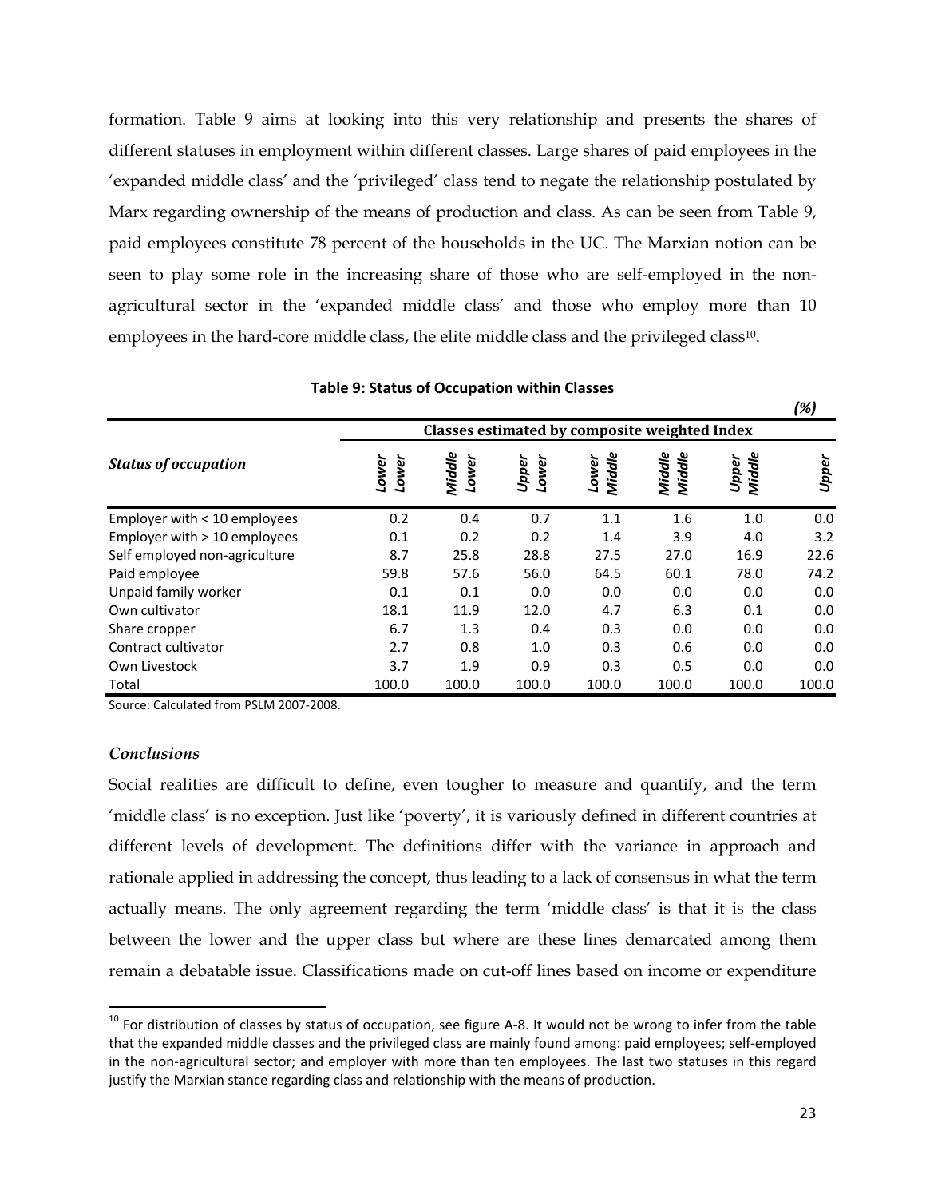formation. Table 9 aims at looking into this very relationship and presents the shares of different statuses in employment within different classes. Large shares of paid employees in the 'expanded middle class' and the 'privileged' class tend to negate the relationship postulated by Marx regarding ownership of the means of production and class. As can be seen from Table 9, paid employees constitute 78 percent of the households in the UC. The Marxian notion can be seen to play some role in the increasing share of those who are self-employed in the non-agricultural sector in the 'expanded middle class' and those who employ more than 10 employees in the hard-core middle class, the elite middle class and the privileged class[10].

**Table 9: Status of Occupation within Classes**

*(%)*

| *Status of occupation* | **Classes estimated by composite weighted Index** | | | | | | |
|---|---|---|---|---|---|---|---|
| | *Lower Lower* | *Middle Lower* | *Upper Lower* | *Lower Middle* | *Middle Middle* | *Upper Middle* | *Upper* |
| Employer with < 10 employees | 0.2 | 0.4 | 0.7 | 1.1 | 1.6 | 1.0 | 0.0 |
| Employer with > 10 employees | 0.1 | 0.2 | 0.2 | 1.4 | 3.9 | 4.0 | 3.2 |
| Self employed non-agriculture | 8.7 | 25.8 | 28.8 | 27.5 | 27.0 | 16.9 | 22.6 |
| Paid employee | 59.8 | 57.6 | 56.0 | 64.5 | 60.1 | 78.0 | 74.2 |
| Unpaid family worker | 0.1 | 0.1 | 0.0 | 0.0 | 0.0 | 0.0 | 0.0 |
| Own cultivator | 18.1 | 11.9 | 12.0 | 4.7 | 6.3 | 0.1 | 0.0 |
| Share cropper | 6.7 | 1.3 | 0.4 | 0.3 | 0.0 | 0.0 | 0.0 |
| Contract cultivator | 2.7 | 0.8 | 1.0 | 0.3 | 0.6 | 0.0 | 0.0 |
| Own Livestock | 3.7 | 1.9 | 0.9 | 0.3 | 0.5 | 0.0 | 0.0 |
| Total | 100.0 | 100.0 | 100.0 | 100.0 | 100.0 | 100.0 | 100.0 |

Source: Calculated from PSLM 2007-2008.

### *Conclusions*

Social realities are difficult to define, even tougher to measure and quantify, and the term 'middle class' is no exception. Just like 'poverty', it is variously defined in different countries at different levels of development. The definitions differ with the variance in approach and rationale applied in addressing the concept, thus leading to a lack of consensus in what the term actually means. The only agreement regarding the term 'middle class' is that it is the class between the lower and the upper class but where are these lines demarcated among them remain a debatable issue. Classifications made on cut-off lines based on income or expenditure

[10] For distribution of classes by status of occupation, see figure A-8. It would not be wrong to infer from the table that the expanded middle classes and the privileged class are mainly found among: paid employees; self-employed in the non-agricultural sector; and employer with more than ten employees. The last two statuses in this regard justify the Marxian stance regarding class and relationship with the means of production.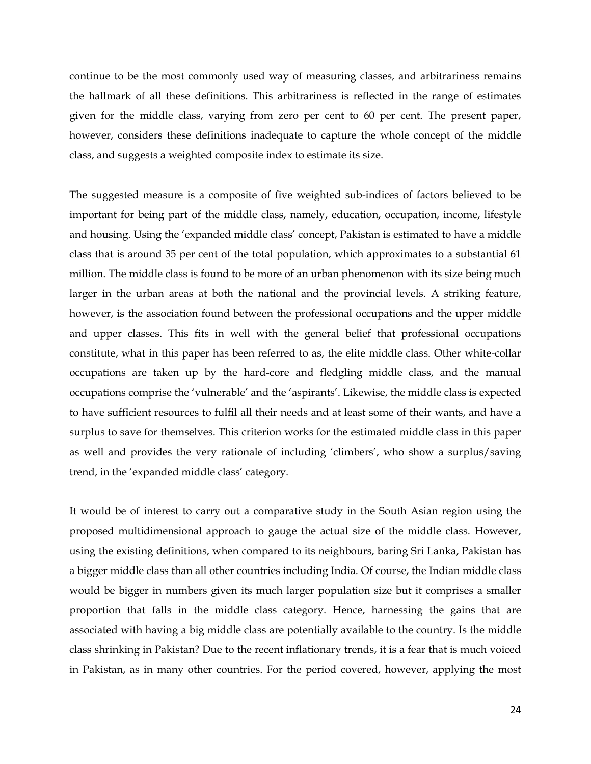continue to be the most commonly used way of measuring classes, and arbitrariness remains the hallmark of all these definitions. This arbitrariness is reflected in the range of estimates given for the middle class, varying from zero per cent to 60 per cent. The present paper, however, considers these definitions inadequate to capture the whole concept of the middle class, and suggests a weighted composite index to estimate its size.

The suggested measure is a composite of five weighted sub-indices of factors believed to be important for being part of the middle class, namely, education, occupation, income, lifestyle and housing. Using the 'expanded middle class' concept, Pakistan is estimated to have a middle class that is around 35 per cent of the total population, which approximates to a substantial 61 million. The middle class is found to be more of an urban phenomenon with its size being much larger in the urban areas at both the national and the provincial levels. A striking feature, however, is the association found between the professional occupations and the upper middle and upper classes. This fits in well with the general belief that professional occupations constitute, what in this paper has been referred to as, the elite middle class. Other white-collar occupations are taken up by the hard-core and fledgling middle class, and the manual occupations comprise the 'vulnerable' and the 'aspirants'. Likewise, the middle class is expected to have sufficient resources to fulfil all their needs and at least some of their wants, and have a surplus to save for themselves. This criterion works for the estimated middle class in this paper as well and provides the very rationale of including 'climbers', who show a surplus/saving trend, in the 'expanded middle class' category.

It would be of interest to carry out a comparative study in the South Asian region using the proposed multidimensional approach to gauge the actual size of the middle class. However, using the existing definitions, when compared to its neighbours, baring Sri Lanka, Pakistan has a bigger middle class than all other countries including India. Of course, the Indian middle class would be bigger in numbers given its much larger population size but it comprises a smaller proportion that falls in the middle class category. Hence, harnessing the gains that are associated with having a big middle class are potentially available to the country. Is the middle class shrinking in Pakistan? Due to the recent inflationary trends, it is a fear that is much voiced in Pakistan, as in many other countries. For the period covered, however, applying the most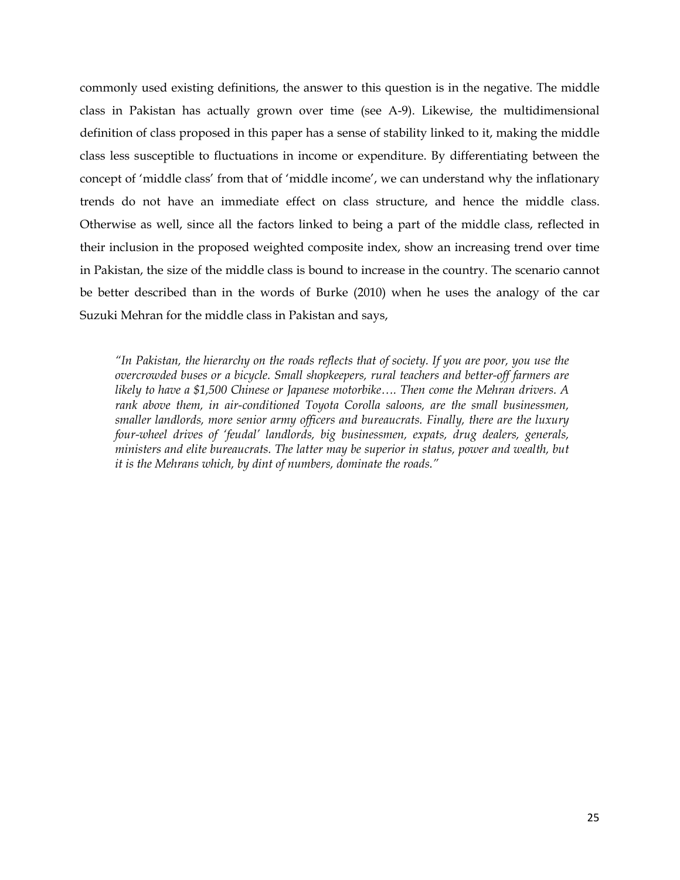commonly used existing definitions, the answer to this question is in the negative. The middle class in Pakistan has actually grown over time (see A-9). Likewise, the multidimensional definition of class proposed in this paper has a sense of stability linked to it, making the middle class less susceptible to fluctuations in income or expenditure. By differentiating between the concept of 'middle class' from that of 'middle income', we can understand why the inflationary trends do not have an immediate effect on class structure, and hence the middle class. Otherwise as well, since all the factors linked to being a part of the middle class, reflected in their inclusion in the proposed weighted composite index, show an increasing trend over time in Pakistan, the size of the middle class is bound to increase in the country. The scenario cannot be better described than in the words of Burke (2010) when he uses the analogy of the car Suzuki Mehran for the middle class in Pakistan and says,

> *"In Pakistan, the hierarchy on the roads reflects that of society. If you are poor, you use the overcrowded buses or a bicycle. Small shopkeepers, rural teachers and better-off farmers are likely to have a $1,500 Chinese or Japanese motorbike…. Then come the Mehran drivers. A rank above them, in air-conditioned Toyota Corolla saloons, are the small businessmen, smaller landlords, more senior army officers and bureaucrats. Finally, there are the luxury four-wheel drives of 'feudal' landlords, big businessmen, expats, drug dealers, generals, ministers and elite bureaucrats. The latter may be superior in status, power and wealth, but it is the Mehrans which, by dint of numbers, dominate the roads."*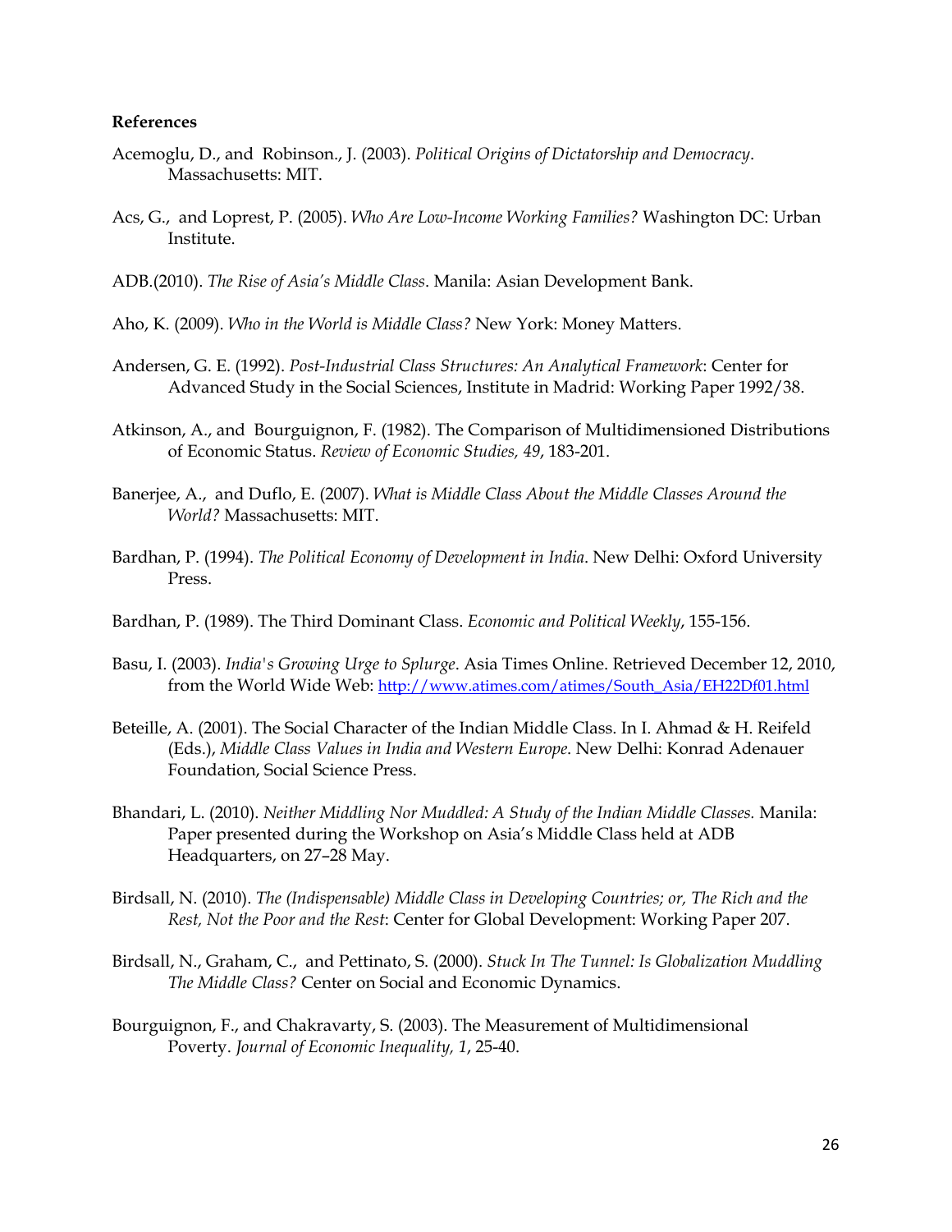**References**

Acemoglu, D., and Robinson., J. (2003). *Political Origins of Dictatorship and Democracy*. Massachusetts: MIT.

Acs, G., and Loprest, P. (2005). *Who Are Low-Income Working Families?* Washington DC: Urban Institute.

ADB.(2010). *The Rise of Asia's Middle Class*. Manila: Asian Development Bank.

Aho, K. (2009). *Who in the World is Middle Class?* New York: Money Matters.

Andersen, G. E. (1992). *Post-Industrial Class Structures: An Analytical Framework*: Center for Advanced Study in the Social Sciences, Institute in Madrid: Working Paper 1992/38.

Atkinson, A., and Bourguignon, F. (1982). The Comparison of Multidimensioned Distributions of Economic Status. *Review of Economic Studies, 49*, 183-201.

Banerjee, A., and Duflo, E. (2007). *What is Middle Class About the Middle Classes Around the World?* Massachusetts: MIT.

Bardhan, P. (1994). *The Political Economy of Development in India*. New Delhi: Oxford University Press.

Bardhan, P. (1989). The Third Dominant Class. *Economic and Political Weekly*, 155-156.

Basu, I. (2003). *India's Growing Urge to Splurge*. Asia Times Online. Retrieved December 12, 2010, from the World Wide Web: http://www.atimes.com/atimes/South_Asia/EH22Df01.html

Beteille, A. (2001). The Social Character of the Indian Middle Class. In I. Ahmad & H. Reifeld (Eds.), *Middle Class Values in India and Western Europe*. New Delhi: Konrad Adenauer Foundation, Social Science Press.

Bhandari, L. (2010). *Neither Middling Nor Muddled: A Study of the Indian Middle Classes.* Manila: Paper presented during the Workshop on Asia's Middle Class held at ADB Headquarters, on 27–28 May.

Birdsall, N. (2010). *The (Indispensable) Middle Class in Developing Countries; or, The Rich and the Rest, Not the Poor and the Rest*: Center for Global Development: Working Paper 207.

Birdsall, N., Graham, C., and Pettinato, S. (2000). *Stuck In The Tunnel: Is Globalization Muddling The Middle Class?* Center on Social and Economic Dynamics.

Bourguignon, F., and Chakravarty, S. (2003). The Measurement of Multidimensional Poverty. *Journal of Economic Inequality, 1*, 25-40.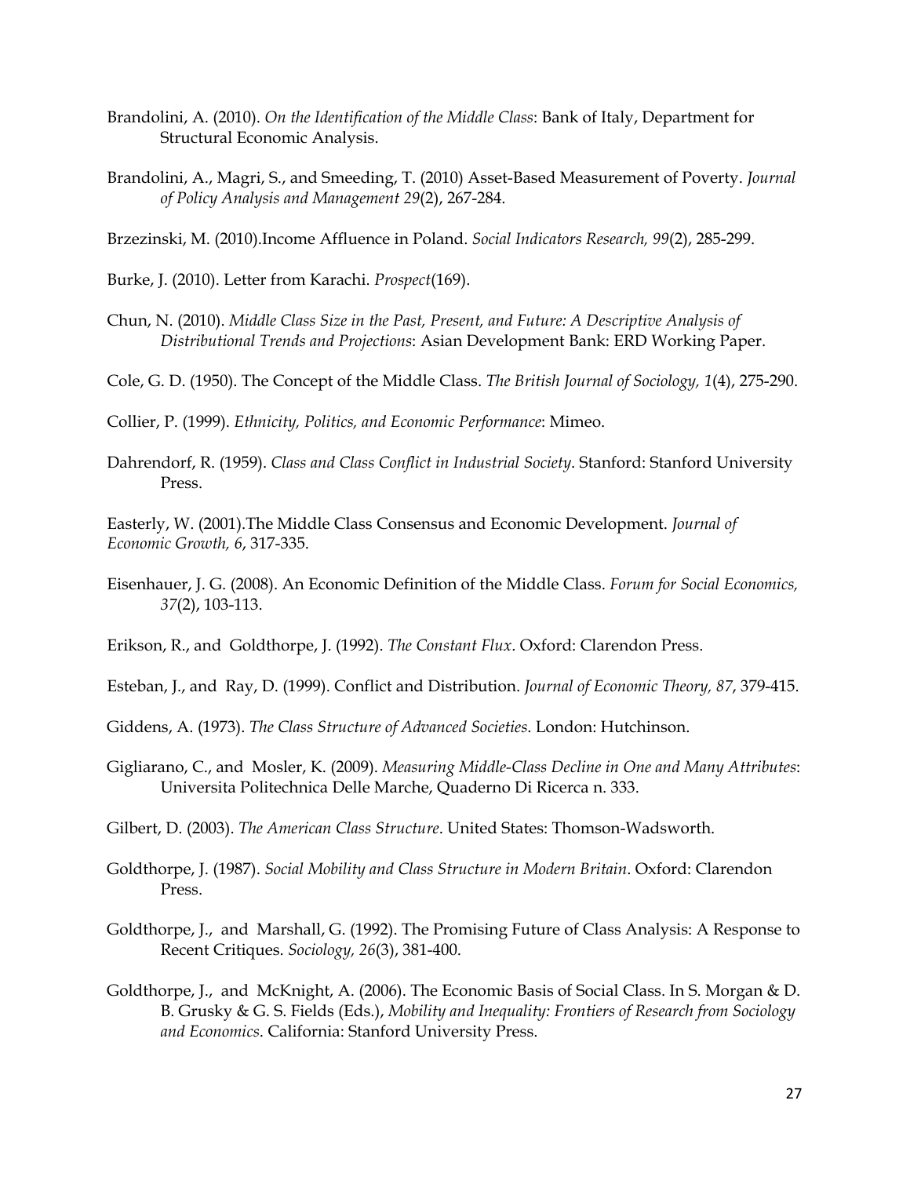Brandolini, A. (2010). *On the Identification of the Middle Class*: Bank of Italy, Department for Structural Economic Analysis.

Brandolini, A., Magri, S., and Smeeding, T. (2010) Asset-Based Measurement of Poverty. *Journal of Policy Analysis and Management 29*(2), 267-284.

Brzezinski, M. (2010).Income Affluence in Poland. *Social Indicators Research, 99*(2), 285-299.

Burke, J. (2010). Letter from Karachi. *Prospect*(169).

Chun, N. (2010). *Middle Class Size in the Past, Present, and Future: A Descriptive Analysis of Distributional Trends and Projections*: Asian Development Bank: ERD Working Paper.

Cole, G. D. (1950). The Concept of the Middle Class. *The British Journal of Sociology, 1*(4), 275-290.

Collier, P. (1999). *Ethnicity, Politics, and Economic Performance*: Mimeo.

Dahrendorf, R. (1959). *Class and Class Conflict in Industrial Society*. Stanford: Stanford University Press.

Easterly, W. (2001).The Middle Class Consensus and Economic Development. *Journal of Economic Growth, 6*, 317-335.

Eisenhauer, J. G. (2008). An Economic Definition of the Middle Class. *Forum for Social Economics, 37*(2), 103-113.

Erikson, R., and Goldthorpe, J. (1992). *The Constant Flux*. Oxford: Clarendon Press.

Esteban, J., and Ray, D. (1999). Conflict and Distribution. *Journal of Economic Theory, 87*, 379-415.

Giddens, A. (1973). *The Class Structure of Advanced Societies*. London: Hutchinson.

Gigliarano, C., and Mosler, K. (2009). *Measuring Middle-Class Decline in One and Many Attributes*: Universita Politechnica Delle Marche, Quaderno Di Ricerca n. 333.

Gilbert, D. (2003). *The American Class Structure*. United States: Thomson-Wadsworth.

Goldthorpe, J. (1987). *Social Mobility and Class Structure in Modern Britain*. Oxford: Clarendon Press.

Goldthorpe, J., and Marshall, G. (1992). The Promising Future of Class Analysis: A Response to Recent Critiques. *Sociology, 26*(3), 381-400.

Goldthorpe, J., and McKnight, A. (2006). The Economic Basis of Social Class. In S. Morgan & D. B. Grusky & G. S. Fields (Eds.), *Mobility and Inequality: Frontiers of Research from Sociology and Economics*. California: Stanford University Press.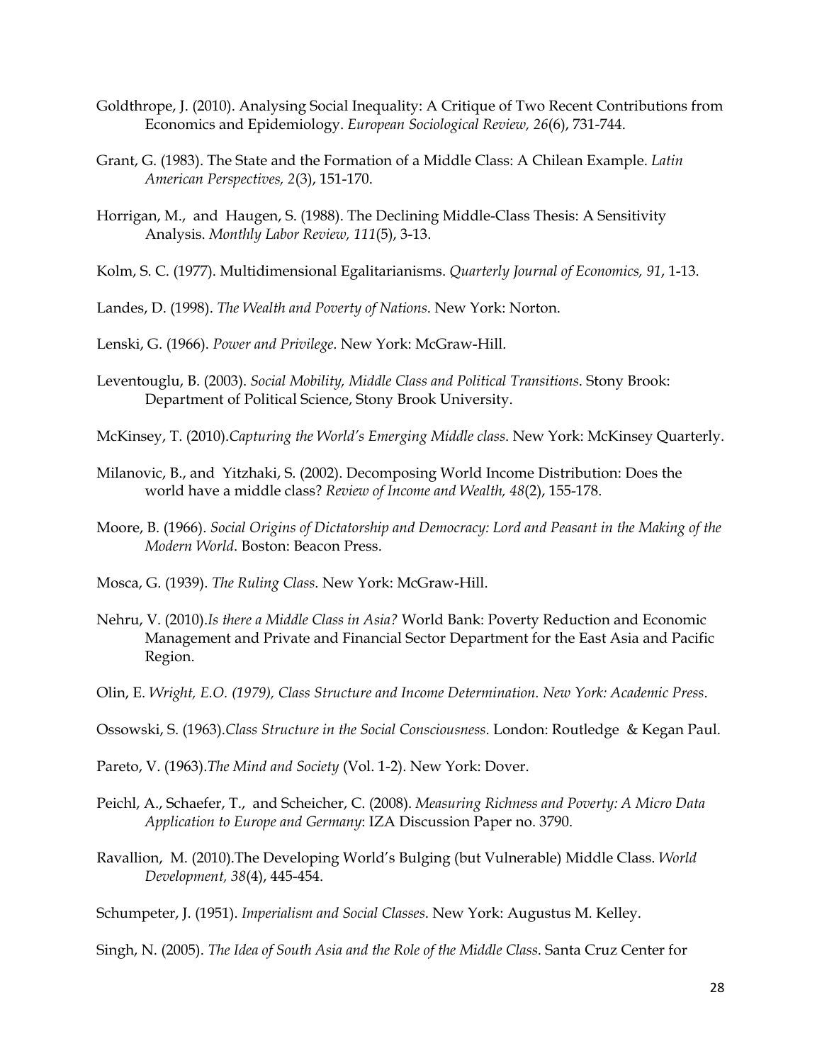Goldthrope, J. (2010). Analysing Social Inequality: A Critique of Two Recent Contributions from Economics and Epidemiology. *European Sociological Review, 26*(6), 731-744.

Grant, G. (1983). The State and the Formation of a Middle Class: A Chilean Example. *Latin American Perspectives, 2*(3), 151-170.

Horrigan, M., and Haugen, S. (1988). The Declining Middle-Class Thesis: A Sensitivity Analysis. *Monthly Labor Review, 111*(5), 3-13.

Kolm, S. C. (1977). Multidimensional Egalitarianisms. *Quarterly Journal of Economics, 91*, 1-13.

Landes, D. (1998). *The Wealth and Poverty of Nations*. New York: Norton.

Lenski, G. (1966). *Power and Privilege*. New York: McGraw-Hill.

Leventouglu, B. (2003). *Social Mobility, Middle Class and Political Transitions*. Stony Brook: Department of Political Science, Stony Brook University.

McKinsey, T. (2010).*Capturing the World's Emerging Middle class*. New York: McKinsey Quarterly.

Milanovic, B., and Yitzhaki, S. (2002). Decomposing World Income Distribution: Does the world have a middle class? *Review of Income and Wealth, 48*(2), 155-178.

Moore, B. (1966). *Social Origins of Dictatorship and Democracy: Lord and Peasant in the Making of the Modern World*. Boston: Beacon Press.

Mosca, G. (1939). *The Ruling Class*. New York: McGraw-Hill.

Nehru, V. (2010).*Is there a Middle Class in Asia?* World Bank: Poverty Reduction and Economic Management and Private and Financial Sector Department for the East Asia and Pacific Region.

Olin, E. *Wright, E.O. (1979), Class Structure and Income Determination. New York: Academic Press*.

Ossowski, S. (1963).*Class Structure in the Social Consciousness*. London: Routledge & Kegan Paul.

Pareto, V. (1963).*The Mind and Society* (Vol. 1-2). New York: Dover.

Peichl, A., Schaefer, T., and Scheicher, C. (2008). *Measuring Richness and Poverty: A Micro Data Application to Europe and Germany*: IZA Discussion Paper no. 3790.

Ravallion, M. (2010).The Developing World's Bulging (but Vulnerable) Middle Class. *World Development, 38*(4), 445-454.

Schumpeter, J. (1951). *Imperialism and Social Classes*. New York: Augustus M. Kelley.

Singh, N. (2005). *The Idea of South Asia and the Role of the Middle Class*. Santa Cruz Center for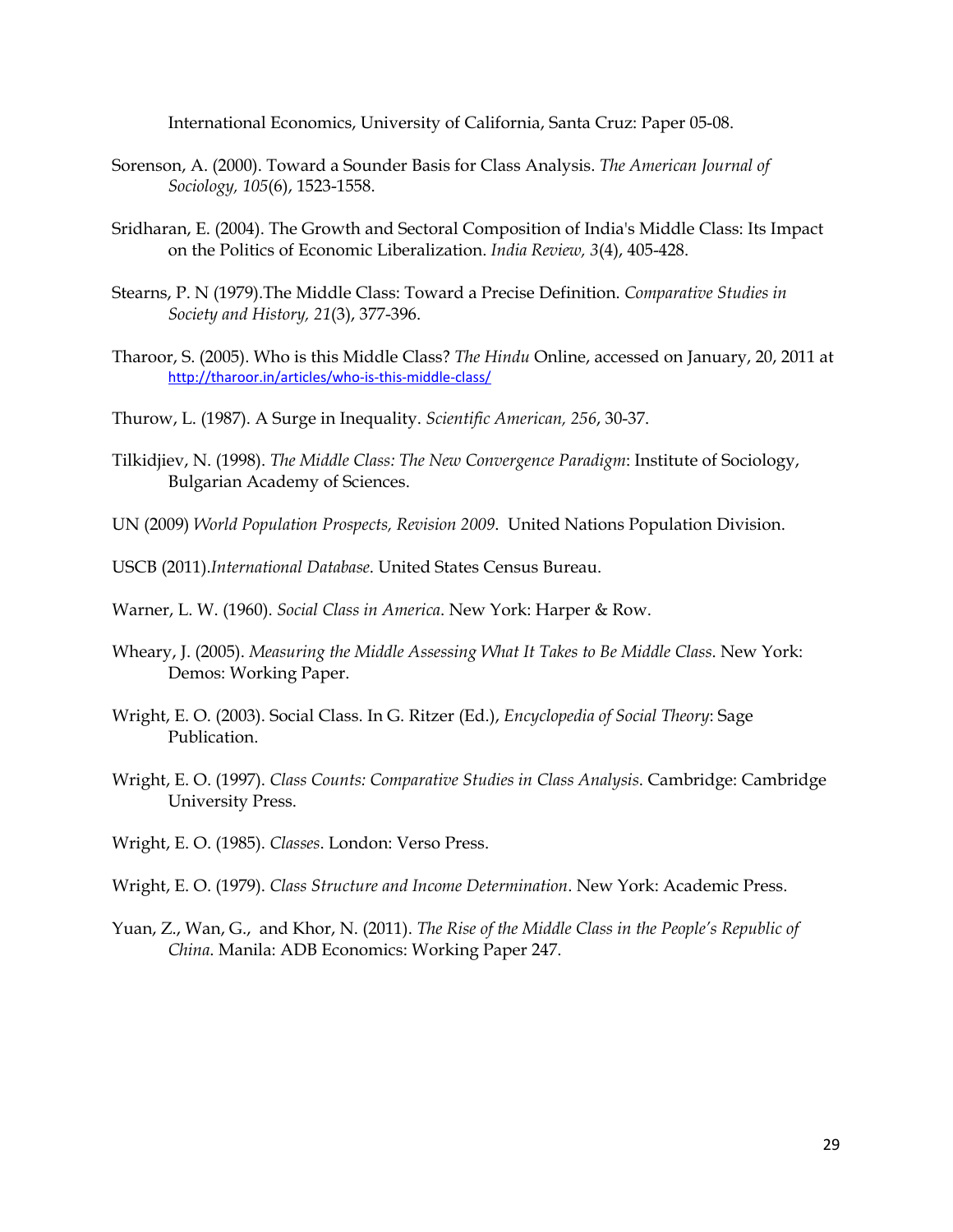International Economics, University of California, Santa Cruz: Paper 05-08.

Sorenson, A. (2000). Toward a Sounder Basis for Class Analysis. *The American Journal of Sociology, 105*(6), 1523-1558.

Sridharan, E. (2004). The Growth and Sectoral Composition of India's Middle Class: Its Impact on the Politics of Economic Liberalization. *India Review, 3*(4), 405-428.

Stearns, P. N (1979).The Middle Class: Toward a Precise Definition. *Comparative Studies in Society and History, 21*(3), 377-396.

Tharoor, S. (2005). Who is this Middle Class? *The Hindu* Online, accessed on January, 20, 2011 at http://tharoor.in/articles/who-is-this-middle-class/

Thurow, L. (1987). A Surge in Inequality. *Scientific American, 256*, 30-37.

Tilkidjiev, N. (1998). *The Middle Class: The New Convergence Paradigm*: Institute of Sociology, Bulgarian Academy of Sciences.

UN (2009) *World Population Prospects, Revision 2009*. United Nations Population Division.

USCB (2011).*International Database*. United States Census Bureau.

Warner, L. W. (1960). *Social Class in America*. New York: Harper & Row.

Wheary, J. (2005). *Measuring the Middle Assessing What It Takes to Be Middle Class*. New York: Demos: Working Paper.

Wright, E. O. (2003). Social Class. In G. Ritzer (Ed.), *Encyclopedia of Social Theory*: Sage Publication.

Wright, E. O. (1997). *Class Counts: Comparative Studies in Class Analysis*. Cambridge: Cambridge University Press.

Wright, E. O. (1985). *Classes*. London: Verso Press.

Wright, E. O. (1979). *Class Structure and Income Determination*. New York: Academic Press.

Yuan, Z., Wan, G., and Khor, N. (2011). *The Rise of the Middle Class in the People's Republic of China*. Manila: ADB Economics: Working Paper 247.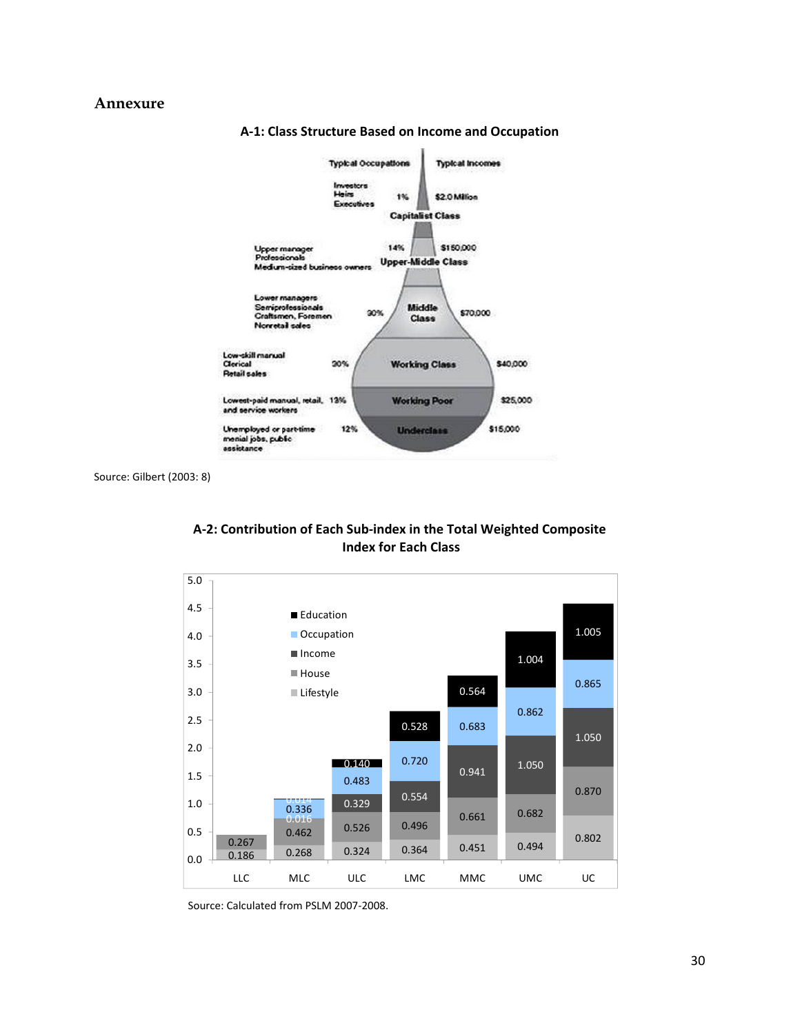## Annexure

**A-1: Class Structure Based on Income and Occupation**

| Typical Occupations | Share | Class | Typical Incomes |
|---|---|---|---|
| Investors, Heirs, Executives | 1% | Capitalist Class | $2.0 Million |
| Upper manager, Professionals, Medium-sized business owners | 14% | Upper-Middle Class | $150,000 |
| Lower managers, Semiprofessionals, Craftsmen, Foremen, Nonretail sales | 30% | Middle Class | $70,000 |
| Low-skill manual, Clerical, Retail sales | 30% | Working Class | $40,000 |
| Lowest-paid manual, retail, and service workers | 13% | Working Poor | $25,000 |
| Unemployed or part-time menial jobs, public assistance | 12% | Underclass | $15,000 |

Source: Gilbert (2003: 8)

**A-2: Contribution of Each Sub-index in the Total Weighted Composite Index for Each Class**

| Sub-index | LLC | MLC | ULC | LMC | MMC | UMC | UC |
|---|---|---|---|---|---|---|---|
| Lifestyle | 0.186 | 0.268 | 0.324 | 0.364 | 0.451 | 0.494 | 0.802 |
| House | 0.267 | 0.462 | 0.526 | 0.496 | 0.661 | 0.682 | 0.870 |
| Income | | 0.016 | 0.329 | 0.554 | 0.941 | 1.050 | 1.050 |
| Occupation | | 0.336 | 0.483 | 0.720 | 0.683 | 0.862 | 0.865 |
| Education | | 0.014 | 0.140 | 0.528 | 0.564 | 1.004 | 1.005 |

Source: Calculated from PSLM 2007-2008.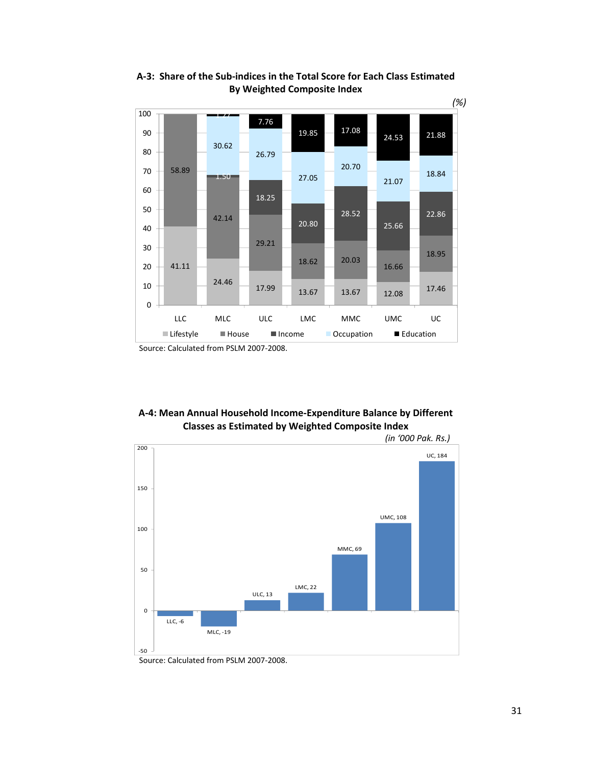**A-3: Share of the Sub-indices in the Total Score for Each Class Estimated By Weighted Composite Index**

*(%)*

| | LLC | MLC | ULC | LMC | MMC | UMC | UC |
|---|---|---|---|---|---|---|---|
| Lifestyle | 41.11 | 24.46 | 17.99 | 13.67 | 13.67 | 12.08 | 17.46 |
| House | 58.89 | 42.14 | 29.21 | 18.62 | 20.03 | 16.66 | 18.95 |
| Income | | 1.50 | 18.25 | 20.80 | 28.52 | 25.66 | 22.86 |
| Occupation | | 30.62 | 26.79 | 27.05 | 20.70 | 21.07 | 18.84 |
| Education | | 1.27 | 7.76 | 19.85 | 17.08 | 24.53 | 21.88 |

Source: Calculated from PSLM 2007-2008.

**A-4: Mean Annual Household Income-Expenditure Balance by Different Classes as Estimated by Weighted Composite Index**

*(in '000 Pak. Rs.)*

| Class | Balance |
|---|---|
| LLC | -6 |
| MLC | -19 |
| ULC | 13 |
| LMC | 22 |
| MMC | 69 |
| UMC | 108 |
| UC | 184 |

Source: Calculated from PSLM 2007-2008.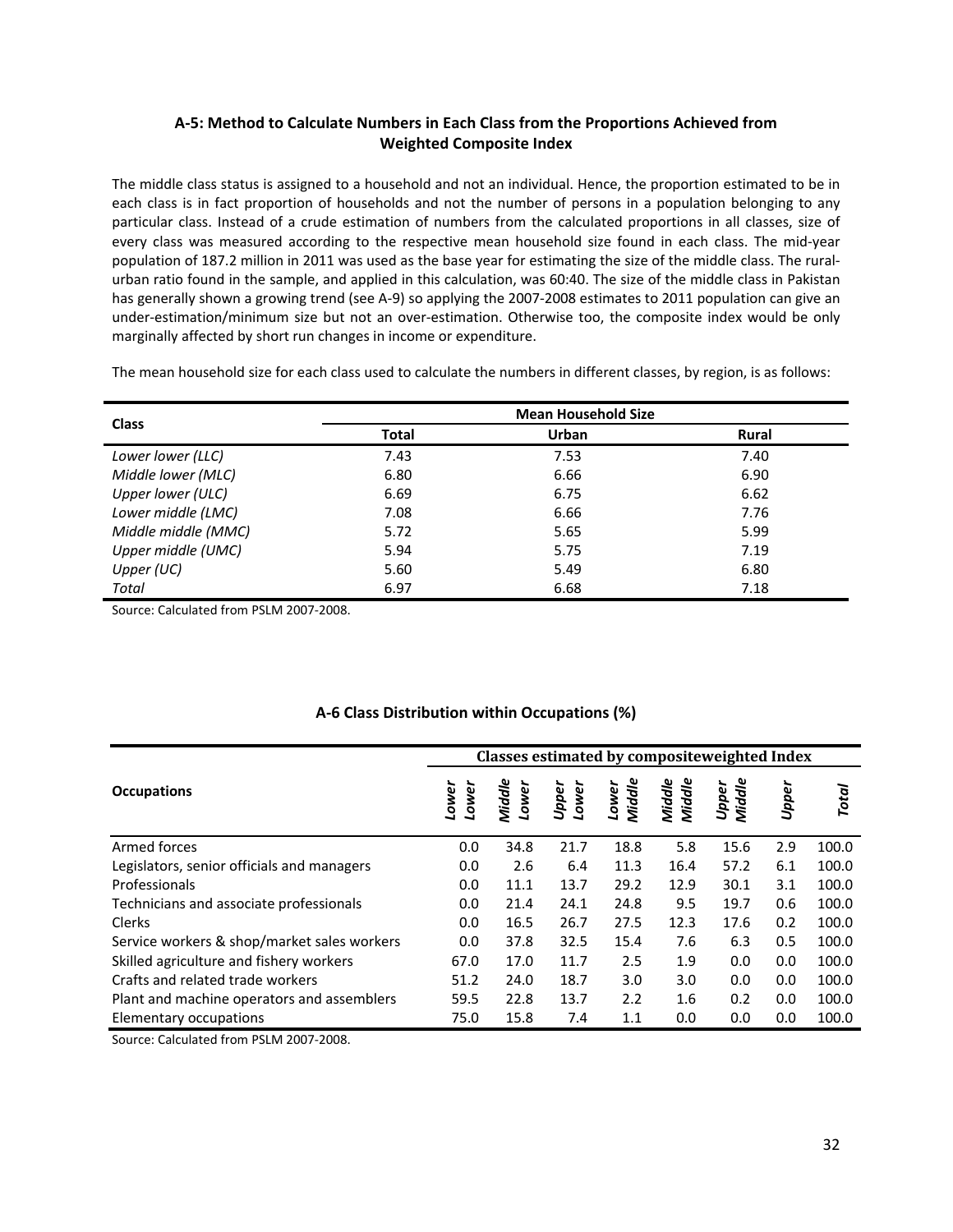## A-5: Method to Calculate Numbers in Each Class from the Proportions Achieved from Weighted Composite Index

The middle class status is assigned to a household and not an individual. Hence, the proportion estimated to be in each class is in fact proportion of households and not the number of persons in a population belonging to any particular class. Instead of a crude estimation of numbers from the calculated proportions in all classes, size of every class was measured according to the respective mean household size found in each class. The mid-year population of 187.2 million in 2011 was used as the base year for estimating the size of the middle class. The rural-urban ratio found in the sample, and applied in this calculation, was 60:40. The size of the middle class in Pakistan has generally shown a growing trend (see A-9) so applying the 2007-2008 estimates to 2011 population can give an under-estimation/minimum size but not an over-estimation. Otherwise too, the composite index would be only marginally affected by short run changes in income or expenditure.

The mean household size for each class used to calculate the numbers in different classes, by region, is as follows:

| Class | Mean Household Size | | |
|---|---|---|---|
| | Total | Urban | Rural |
| *Lower lower (LLC)* | 7.43 | 7.53 | 7.40 |
| *Middle lower (MLC)* | 6.80 | 6.66 | 6.90 |
| *Upper lower (ULC)* | 6.69 | 6.75 | 6.62 |
| *Lower middle (LMC)* | 7.08 | 6.66 | 7.76 |
| *Middle middle (MMC)* | 5.72 | 5.65 | 5.99 |
| *Upper middle (UMC)* | 5.94 | 5.75 | 7.19 |
| *Upper (UC)* | 5.60 | 5.49 | 6.80 |
| *Total* | 6.97 | 6.68 | 7.18 |

Source: Calculated from PSLM 2007-2008.

## A-6 Class Distribution within Occupations (%)

| Occupations | Classes estimated by compositeweighted Index | | | | | | | |
|---|---|---|---|---|---|---|---|---|
| | *Lower Lower* | *Middle Lower* | *Upper Lower* | *Lower Middle* | *Middle Middle* | *Upper Middle* | *Upper* | *Total* |
| Armed forces | 0.0 | 34.8 | 21.7 | 18.8 | 5.8 | 15.6 | 2.9 | 100.0 |
| Legislators, senior officials and managers | 0.0 | 2.6 | 6.4 | 11.3 | 16.4 | 57.2 | 6.1 | 100.0 |
| Professionals | 0.0 | 11.1 | 13.7 | 29.2 | 12.9 | 30.1 | 3.1 | 100.0 |
| Technicians and associate professionals | 0.0 | 21.4 | 24.1 | 24.8 | 9.5 | 19.7 | 0.6 | 100.0 |
| Clerks | 0.0 | 16.5 | 26.7 | 27.5 | 12.3 | 17.6 | 0.2 | 100.0 |
| Service workers & shop/market sales workers | 0.0 | 37.8 | 32.5 | 15.4 | 7.6 | 6.3 | 0.5 | 100.0 |
| Skilled agriculture and fishery workers | 67.0 | 17.0 | 11.7 | 2.5 | 1.9 | 0.0 | 0.0 | 100.0 |
| Crafts and related trade workers | 51.2 | 24.0 | 18.7 | 3.0 | 3.0 | 0.0 | 0.0 | 100.0 |
| Plant and machine operators and assemblers | 59.5 | 22.8 | 13.7 | 2.2 | 1.6 | 0.2 | 0.0 | 100.0 |
| Elementary occupations | 75.0 | 15.8 | 7.4 | 1.1 | 0.0 | 0.0 | 0.0 | 100.0 |

Source: Calculated from PSLM 2007-2008.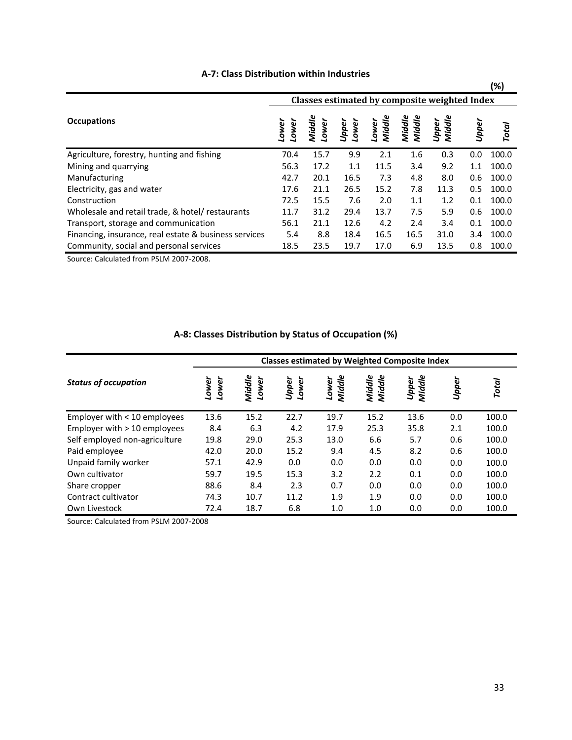### A-7: Class Distribution within Industries

(%)

| Occupations | Classes estimated by composite weighted Index | | | | | | | |
|---|---|---|---|---|---|---|---|---|
| | *Lower Lower* | *Middle Lower* | *Upper Lower* | *Lower Middle* | *Middle Middle* | *Upper Middle* | *Upper* | *Total* |
| Agriculture, forestry, hunting and fishing | 70.4 | 15.7 | 9.9 | 2.1 | 1.6 | 0.3 | 0.0 | 100.0 |
| Mining and quarrying | 56.3 | 17.2 | 1.1 | 11.5 | 3.4 | 9.2 | 1.1 | 100.0 |
| Manufacturing | 42.7 | 20.1 | 16.5 | 7.3 | 4.8 | 8.0 | 0.6 | 100.0 |
| Electricity, gas and water | 17.6 | 21.1 | 26.5 | 15.2 | 7.8 | 11.3 | 0.5 | 100.0 |
| Construction | 72.5 | 15.5 | 7.6 | 2.0 | 1.1 | 1.2 | 0.1 | 100.0 |
| Wholesale and retail trade, & hotel/ restaurants | 11.7 | 31.2 | 29.4 | 13.7 | 7.5 | 5.9 | 0.6 | 100.0 |
| Transport, storage and communication | 56.1 | 21.1 | 12.6 | 4.2 | 2.4 | 3.4 | 0.1 | 100.0 |
| Financing, insurance, real estate & business services | 5.4 | 8.8 | 18.4 | 16.5 | 16.5 | 31.0 | 3.4 | 100.0 |
| Community, social and personal services | 18.5 | 23.5 | 19.7 | 17.0 | 6.9 | 13.5 | 0.8 | 100.0 |

Source: Calculated from PSLM 2007-2008.

### A-8: Classes Distribution by Status of Occupation (%)

| *Status of occupation* | Classes estimated by Weighted Composite Index | | | | | | | |
|---|---|---|---|---|---|---|---|---|
| | *Lower Lower* | *Middle Lower* | *Upper Lower* | *Lower Middle* | *Middle Middle* | *Upper Middle* | *Upper* | *Total* |
| Employer with < 10 employees | 13.6 | 15.2 | 22.7 | 19.7 | 15.2 | 13.6 | 0.0 | 100.0 |
| Employer with > 10 employees | 8.4 | 6.3 | 4.2 | 17.9 | 25.3 | 35.8 | 2.1 | 100.0 |
| Self employed non-agriculture | 19.8 | 29.0 | 25.3 | 13.0 | 6.6 | 5.7 | 0.6 | 100.0 |
| Paid employee | 42.0 | 20.0 | 15.2 | 9.4 | 4.5 | 8.2 | 0.6 | 100.0 |
| Unpaid family worker | 57.1 | 42.9 | 0.0 | 0.0 | 0.0 | 0.0 | 0.0 | 100.0 |
| Own cultivator | 59.7 | 19.5 | 15.3 | 3.2 | 2.2 | 0.1 | 0.0 | 100.0 |
| Share cropper | 88.6 | 8.4 | 2.3 | 0.7 | 0.0 | 0.0 | 0.0 | 100.0 |
| Contract cultivator | 74.3 | 10.7 | 11.2 | 1.9 | 1.9 | 0.0 | 0.0 | 100.0 |
| Own Livestock | 72.4 | 18.7 | 6.8 | 1.0 | 1.0 | 0.0 | 0.0 | 100.0 |

Source: Calculated from PSLM 2007-2008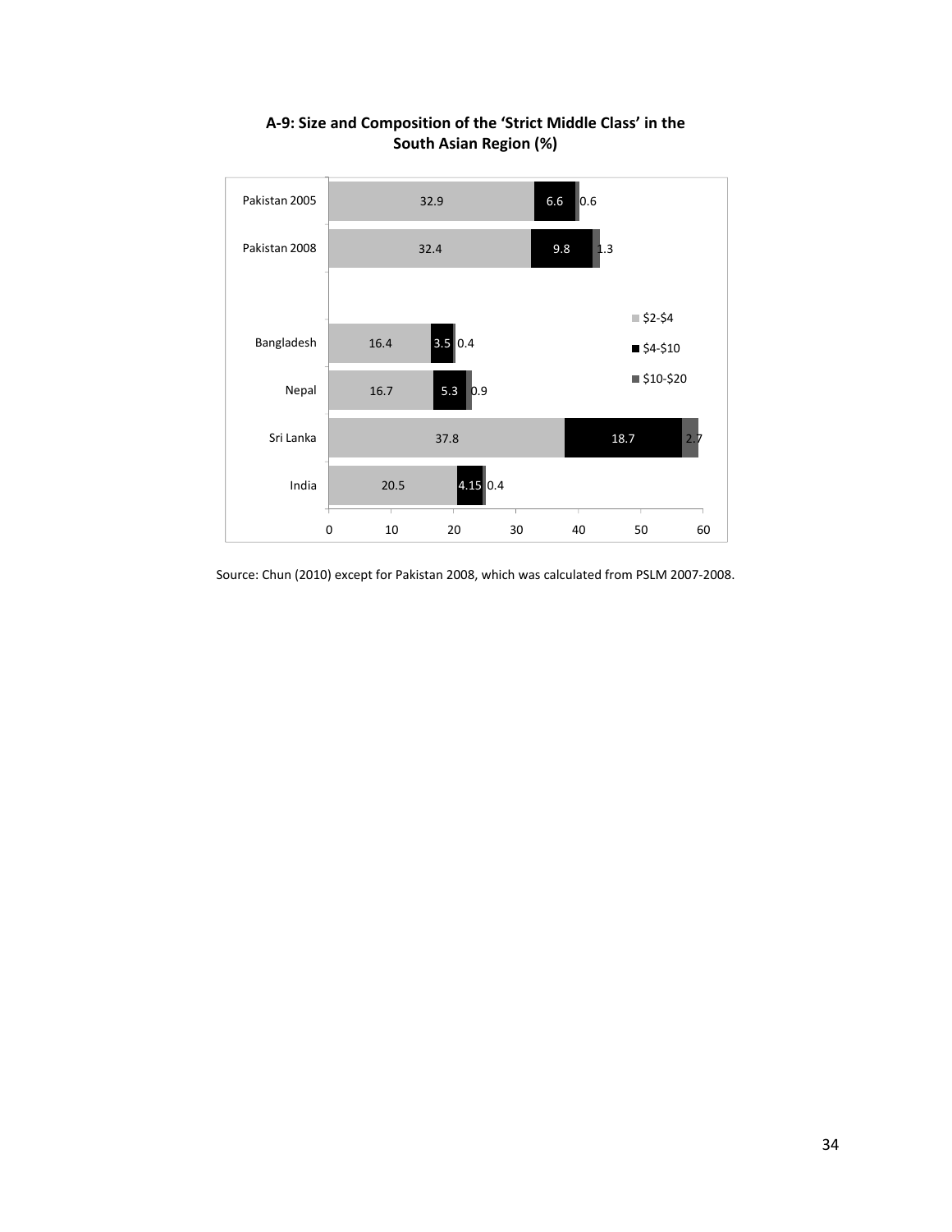**A-9: Size and Composition of the 'Strict Middle Class' in the South Asian Region (%)**

Pakistan 2005
32.9
6.6
0.6

Pakistan 2008
32.4
9.8
1.3

Bangladesh
16.4
3.5
0.4

Nepal
16.7
5.3
0.9

Sri Lanka
37.8
18.7
2.7

India
20.5
4.15
0.4

0
10
20
30
40
50
60

$2-$4
$4-$10
$10-$20

Source: Chun (2010) except for Pakistan 2008, which was calculated from PSLM 2007-2008.